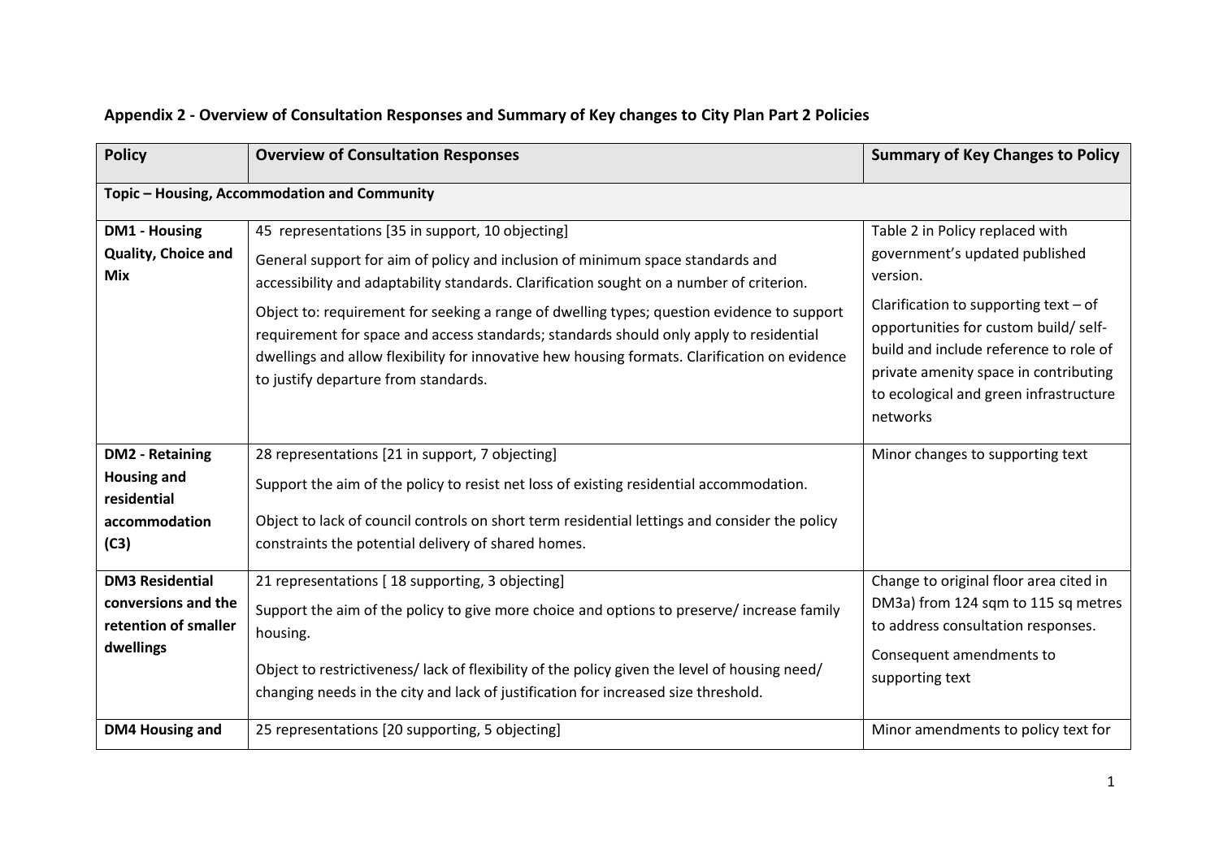**Appendix 2 - Overview of Consultation Responses and Summary of Key changes to City Plan Part 2 Policies**

| Policy | Overview of Consultation Responses | Summary of Key Changes to Policy |
| --- | --- | --- |
| **Topic – Housing, Accommodation and Community** | | |
| **DM1 - Housing Quality, Choice and Mix** | 45 representations [35 in support, 10 objecting]<br><br>General support for aim of policy and inclusion of minimum space standards and accessibility and adaptability standards. Clarification sought on a number of criterion.<br><br>Object to: requirement for seeking a range of dwelling types; question evidence to support requirement for space and access standards; standards should only apply to residential dwellings and allow flexibility for innovative hew housing formats. Clarification on evidence to justify departure from standards. | Table 2 in Policy replaced with government's updated published version.<br><br>Clarification to supporting text – of opportunities for custom build/ self-build and include reference to role of private amenity space in contributing to ecological and green infrastructure networks |
| **DM2 - Retaining Housing and residential accommodation (C3)** | 28 representations [21 in support, 7 objecting]<br><br>Support the aim of the policy to resist net loss of existing residential accommodation.<br><br>Object to lack of council controls on short term residential lettings and consider the policy constraints the potential delivery of shared homes. | Minor changes to supporting text |
| **DM3 Residential conversions and the retention of smaller dwellings** | 21 representations [ 18 supporting, 3 objecting]<br><br>Support the aim of the policy to give more choice and options to preserve/ increase family housing.<br><br>Object to restrictiveness/ lack of flexibility of the policy given the level of housing need/ changing needs in the city and lack of justification for increased size threshold. | Change to original floor area cited in DM3a) from 124 sqm to 115 sq metres to address consultation responses.<br><br>Consequent amendments to supporting text |
| **DM4 Housing and** | 25 representations [20 supporting, 5 objecting] | Minor amendments to policy text for |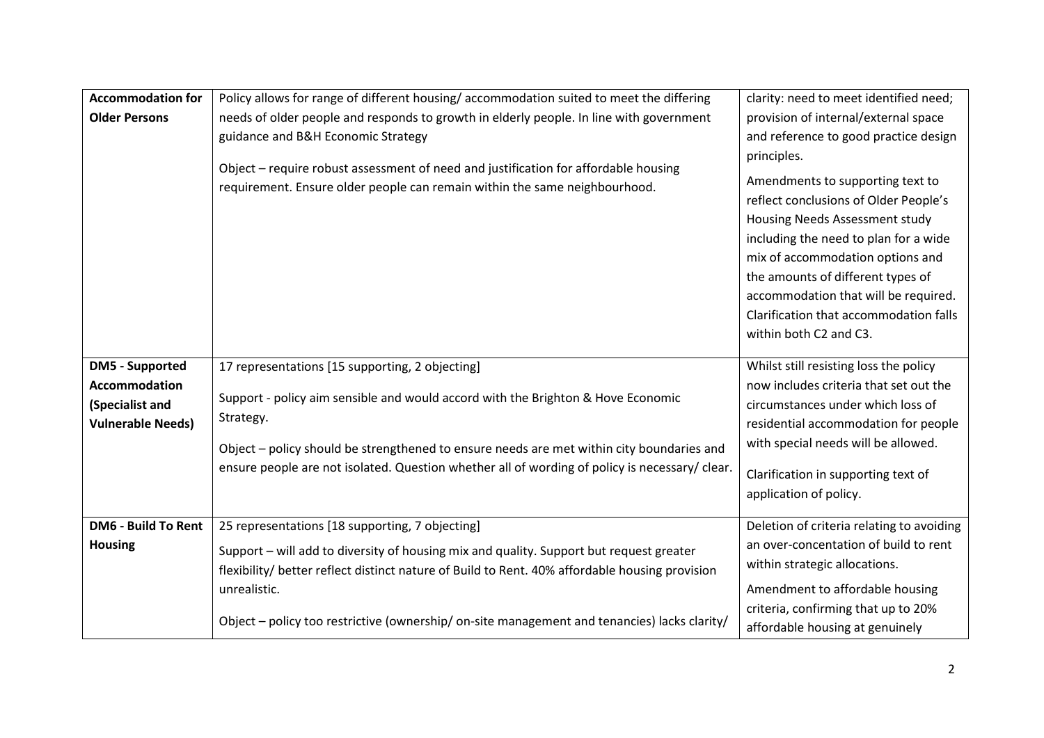| | | |
|---|---|---|
| **Accommodation for Older Persons** | Policy allows for range of different housing/ accommodation suited to meet the differing needs of older people and responds to growth in elderly people. In line with government guidance and B&H Economic Strategy<br><br>Object – require robust assessment of need and justification for affordable housing requirement. Ensure older people can remain within the same neighbourhood. | clarity: need to meet identified need; provision of internal/external space and reference to good practice design principles.<br><br>Amendments to supporting text to reflect conclusions of Older People's Housing Needs Assessment study including the need to plan for a wide mix of accommodation options and the amounts of different types of accommodation that will be required. Clarification that accommodation falls within both C2 and C3. |
| **DM5 - Supported Accommodation (Specialist and Vulnerable Needs)** | 17 representations [15 supporting, 2 objecting]<br><br>Support - policy aim sensible and would accord with the Brighton & Hove Economic Strategy.<br><br>Object – policy should be strengthened to ensure needs are met within city boundaries and ensure people are not isolated. Question whether all of wording of policy is necessary/ clear. | Whilst still resisting loss the policy now includes criteria that set out the circumstances under which loss of residential accommodation for people with special needs will be allowed.<br><br>Clarification in supporting text of application of policy. |
| **DM6 - Build To Rent Housing** | 25 representations [18 supporting, 7 objecting]<br><br>Support – will add to diversity of housing mix and quality. Support but request greater flexibility/ better reflect distinct nature of Build to Rent. 40% affordable housing provision unrealistic.<br><br>Object – policy too restrictive (ownership/ on-site management and tenancies) lacks clarity/ | Deletion of criteria relating to avoiding an over-concentation of build to rent within strategic allocations.<br><br>Amendment to affordable housing criteria, confirming that up to 20% affordable housing at genuinely |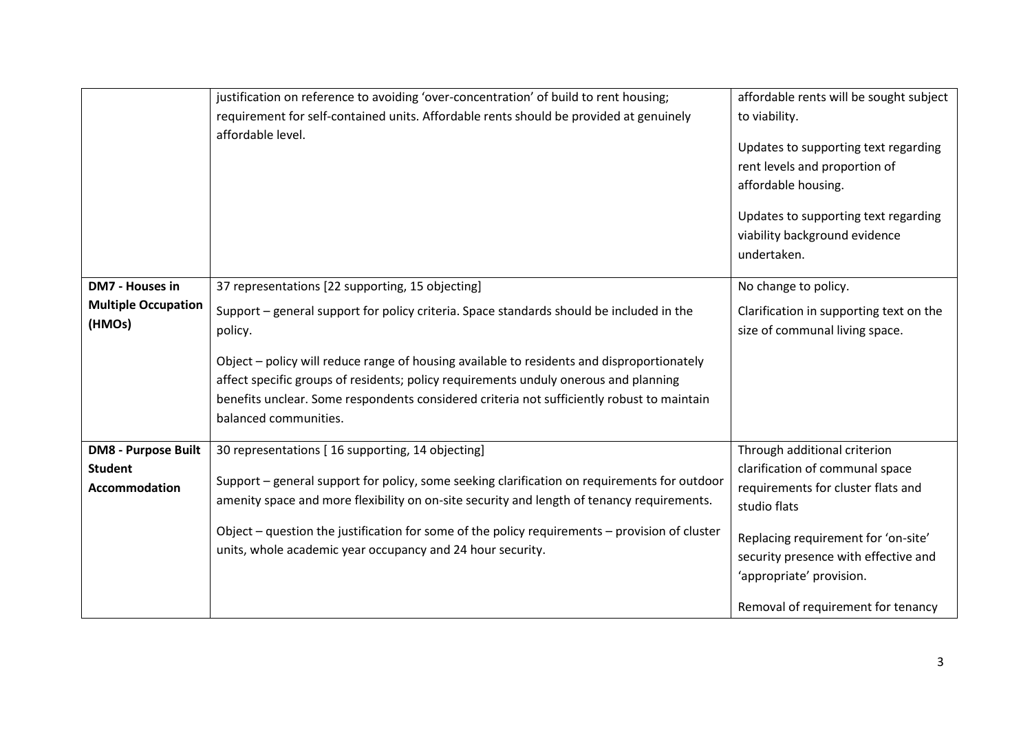| | | |
|---|---|---|
| | justification on reference to avoiding 'over-concentration' of build to rent housing; requirement for self-contained units. Affordable rents should be provided at genuinely affordable level. | affordable rents will be sought subject to viability.<br><br>Updates to supporting text regarding rent levels and proportion of affordable housing.<br><br>Updates to supporting text regarding viability background evidence undertaken. |
| **DM7 - Houses in Multiple Occupation (HMOs)** | 37 representations [22 supporting, 15 objecting]<br><br>Support – general support for policy criteria. Space standards should be included in the policy.<br><br>Object – policy will reduce range of housing available to residents and disproportionately affect specific groups of residents; policy requirements unduly onerous and planning benefits unclear. Some respondents considered criteria not sufficiently robust to maintain balanced communities. | No change to policy.<br><br>Clarification in supporting text on the size of communal living space. |
| **DM8 - Purpose Built Student Accommodation** | 30 representations [ 16 supporting, 14 objecting]<br><br>Support – general support for policy, some seeking clarification on requirements for outdoor amenity space and more flexibility on on-site security and length of tenancy requirements.<br><br>Object – question the justification for some of the policy requirements – provision of cluster units, whole academic year occupancy and 24 hour security. | Through additional criterion clarification of communal space requirements for cluster flats and studio flats<br><br>Replacing requirement for 'on-site' security presence with effective and 'appropriate' provision.<br><br>Removal of requirement for tenancy |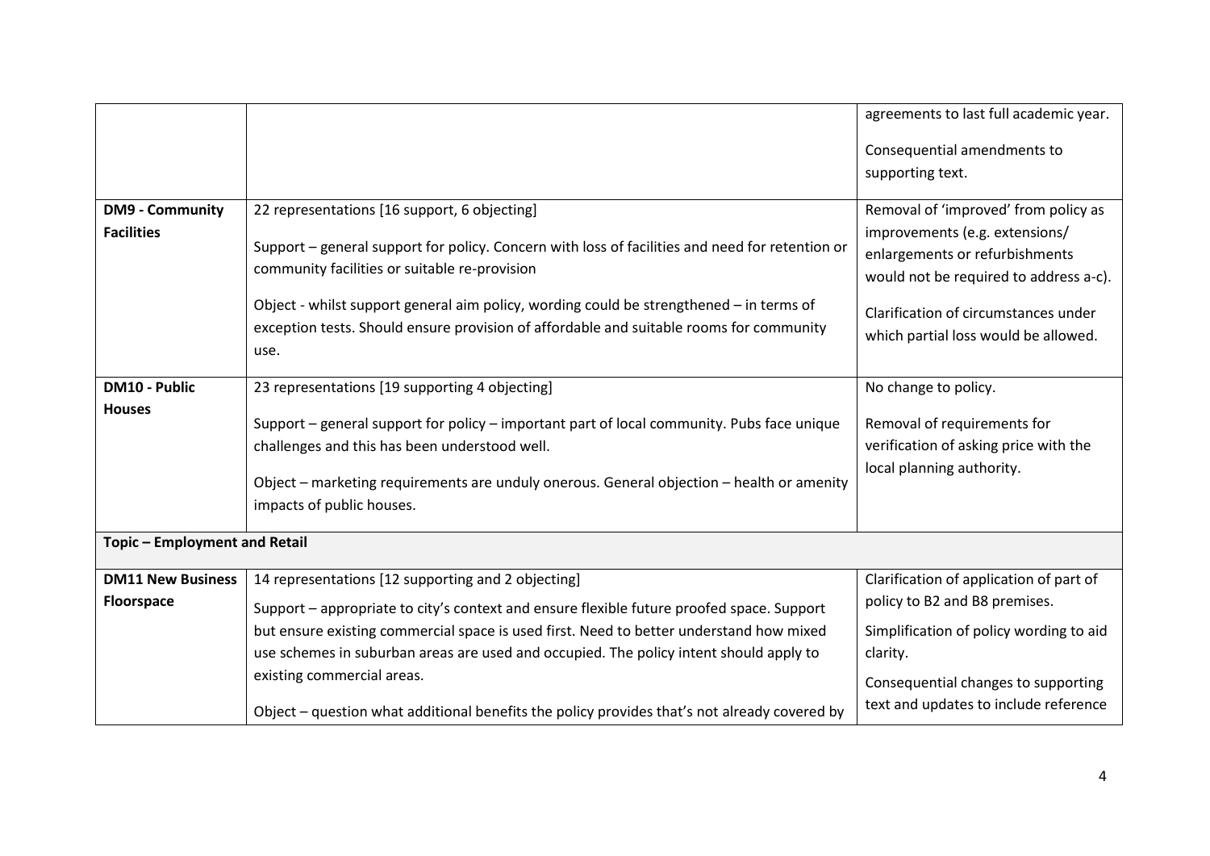| | | |
|---|---|---|
| | | agreements to last full academic year.<br><br>Consequential amendments to supporting text. |
| **DM9 - Community Facilities** | 22 representations [16 support, 6 objecting]<br><br>Support – general support for policy. Concern with loss of facilities and need for retention or community facilities or suitable re-provision<br><br>Object - whilst support general aim policy, wording could be strengthened – in terms of exception tests. Should ensure provision of affordable and suitable rooms for community use. | Removal of 'improved' from policy as improvements (e.g. extensions/ enlargements or refurbishments would not be required to address a-c).<br><br>Clarification of circumstances under which partial loss would be allowed. |
| **DM10 - Public Houses** | 23 representations [19 supporting 4 objecting]<br><br>Support – general support for policy – important part of local community. Pubs face unique challenges and this has been understood well.<br><br>Object – marketing requirements are unduly onerous. General objection – health or amenity impacts of public houses. | No change to policy.<br><br>Removal of requirements for verification of asking price with the local planning authority. |
| **Topic – Employment and Retail** | | |
| **DM11 New Business Floorspace** | 14 representations [12 supporting and 2 objecting]<br><br>Support – appropriate to city's context and ensure flexible future proofed space. Support but ensure existing commercial space is used first. Need to better understand how mixed use schemes in suburban areas are used and occupied. The policy intent should apply to existing commercial areas.<br><br>Object – question what additional benefits the policy provides that's not already covered by | Clarification of application of part of policy to B2 and B8 premises.<br><br>Simplification of policy wording to aid clarity.<br><br>Consequential changes to supporting text and updates to include reference |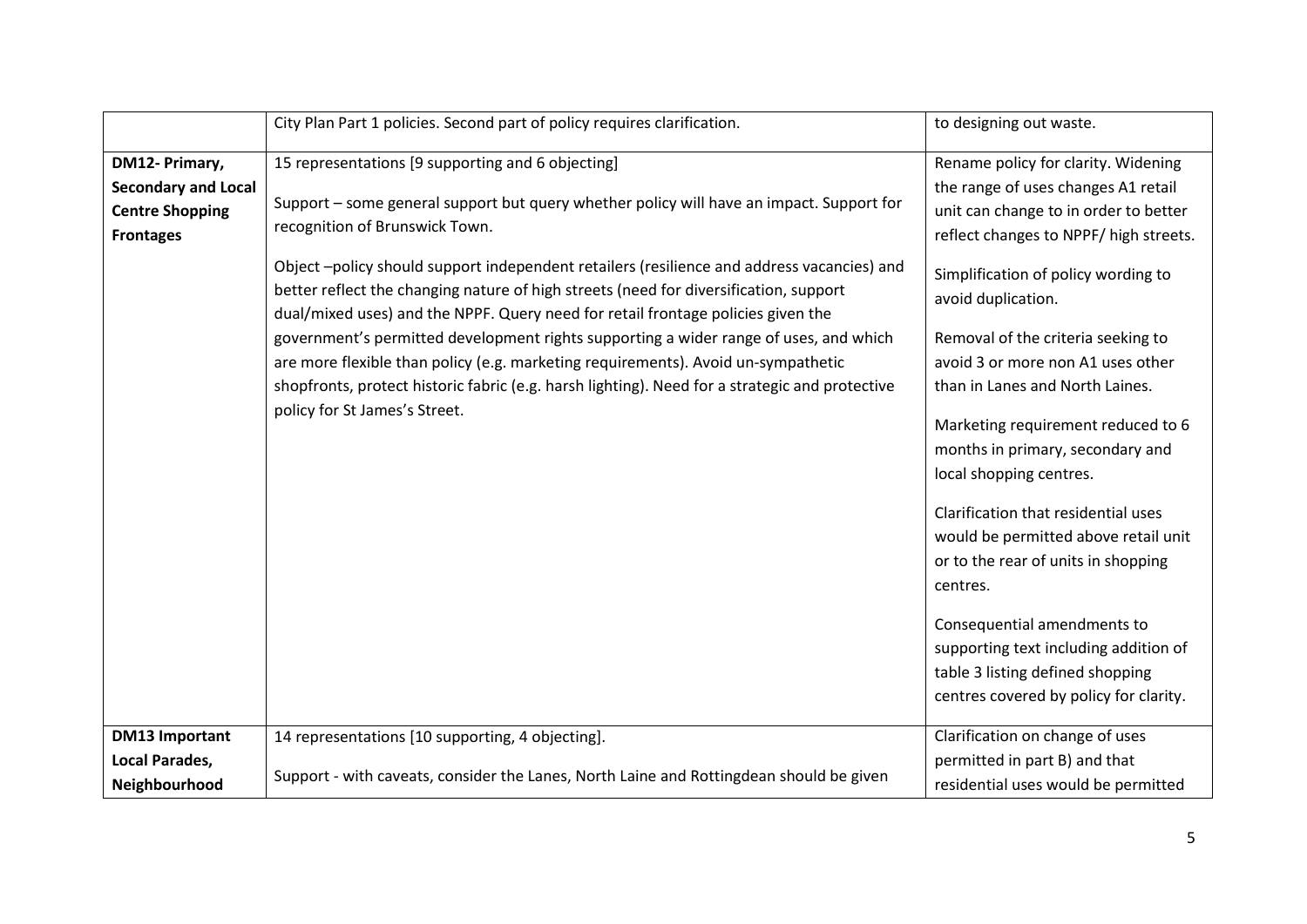| | | |
|---|---|---|
| | City Plan Part 1 policies. Second part of policy requires clarification. | to designing out waste. |
| **DM12- Primary, Secondary and Local Centre Shopping Frontages** | 15 representations [9 supporting and 6 objecting]<br><br>Support – some general support but query whether policy will have an impact. Support for recognition of Brunswick Town.<br><br>Object –policy should support independent retailers (resilience and address vacancies) and better reflect the changing nature of high streets (need for diversification, support dual/mixed uses) and the NPPF. Query need for retail frontage policies given the government's permitted development rights supporting a wider range of uses, and which are more flexible than policy (e.g. marketing requirements). Avoid un-sympathetic shopfronts, protect historic fabric (e.g. harsh lighting). Need for a strategic and protective policy for St James's Street. | Rename policy for clarity. Widening the range of uses changes A1 retail unit can change to in order to better reflect changes to NPPF/ high streets.<br><br>Simplification of policy wording to avoid duplication.<br><br>Removal of the criteria seeking to avoid 3 or more non A1 uses other than in Lanes and North Laines.<br><br>Marketing requirement reduced to 6 months in primary, secondary and local shopping centres.<br><br>Clarification that residential uses would be permitted above retail unit or to the rear of units in shopping centres.<br><br>Consequential amendments to supporting text including addition of table 3 listing defined shopping centres covered by policy for clarity. |
| **DM13 Important Local Parades, Neighbourhood** | 14 representations [10 supporting, 4 objecting].<br><br>Support - with caveats, consider the Lanes, North Laine and Rottingdean should be given | Clarification on change of uses permitted in part B) and that residential uses would be permitted |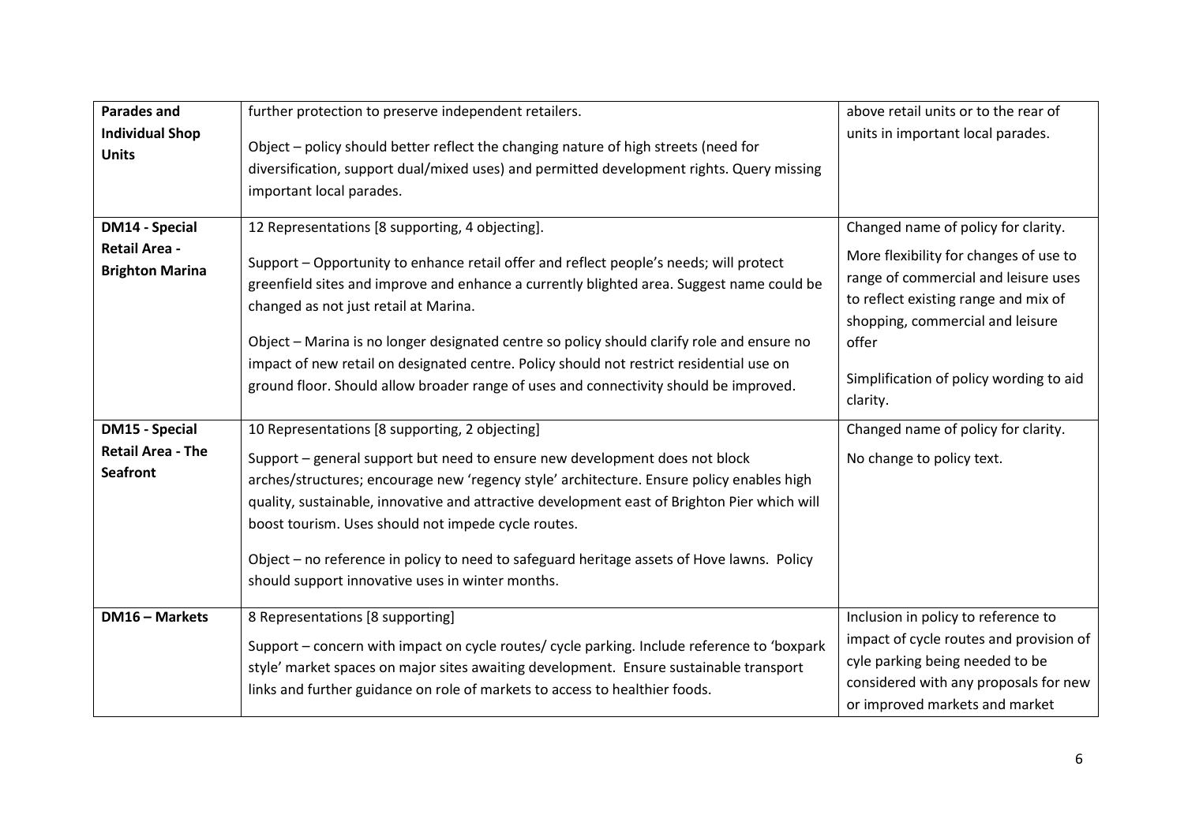| | | |
|---|---|---|
| **Parades and Individual Shop Units** | further protection to preserve independent retailers.<br><br>Object – policy should better reflect the changing nature of high streets (need for diversification, support dual/mixed uses) and permitted development rights. Query missing important local parades. | above retail units or to the rear of units in important local parades. |
| **DM14 - Special Retail Area - Brighton Marina** | 12 Representations [8 supporting, 4 objecting].<br><br>Support – Opportunity to enhance retail offer and reflect people's needs; will protect greenfield sites and improve and enhance a currently blighted area. Suggest name could be changed as not just retail at Marina.<br><br>Object – Marina is no longer designated centre so policy should clarify role and ensure no impact of new retail on designated centre. Policy should not restrict residential use on ground floor. Should allow broader range of uses and connectivity should be improved. | Changed name of policy for clarity.<br><br>More flexibility for changes of use to range of commercial and leisure uses to reflect existing range and mix of shopping, commercial and leisure offer<br><br>Simplification of policy wording to aid clarity. |
| **DM15 - Special Retail Area - The Seafront** | 10 Representations [8 supporting, 2 objecting]<br><br>Support – general support but need to ensure new development does not block arches/structures; encourage new 'regency style' architecture. Ensure policy enables high quality, sustainable, innovative and attractive development east of Brighton Pier which will boost tourism. Uses should not impede cycle routes.<br><br>Object – no reference in policy to need to safeguard heritage assets of Hove lawns. Policy should support innovative uses in winter months. | Changed name of policy for clarity.<br><br>No change to policy text. |
| **DM16 – Markets** | 8 Representations [8 supporting]<br><br>Support – concern with impact on cycle routes/ cycle parking. Include reference to 'boxpark style' market spaces on major sites awaiting development. Ensure sustainable transport links and further guidance on role of markets to access to healthier foods. | Inclusion in policy to reference to impact of cycle routes and provision of cyle parking being needed to be considered with any proposals for new or improved markets and market |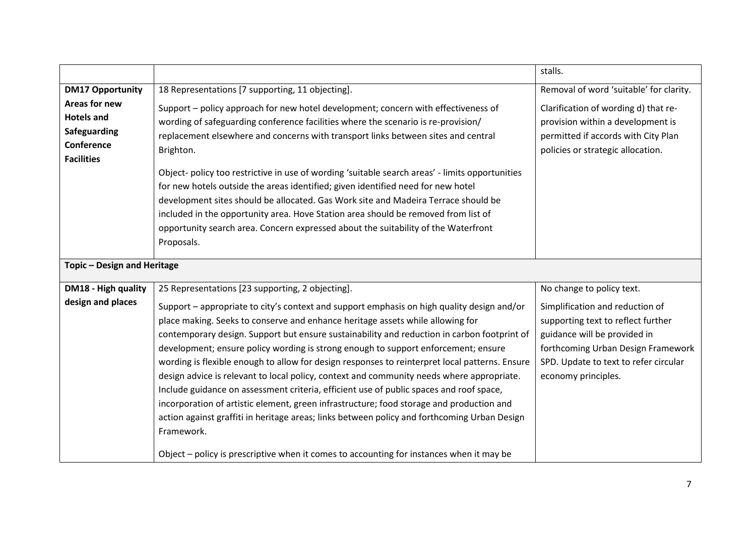| | | |
|---|---|---|
| | | stalls. |
| **DM17 Opportunity Areas for new Hotels and Safeguarding Conference Facilities** | 18 Representations [7 supporting, 11 objecting].<br><br>Support – policy approach for new hotel development; concern with effectiveness of wording of safeguarding conference facilities where the scenario is re-provision/ replacement elsewhere and concerns with transport links between sites and central Brighton.<br><br>Object- policy too restrictive in use of wording 'suitable search areas' - limits opportunities for new hotels outside the areas identified; given identified need for new hotel development sites should be allocated. Gas Work site and Madeira Terrace should be included in the opportunity area. Hove Station area should be removed from list of opportunity search area. Concern expressed about the suitability of the Waterfront Proposals. | Removal of word 'suitable' for clarity.<br><br>Clarification of wording d) that re-provision within a development is permitted if accords with City Plan policies or strategic allocation. |
| **Topic – Design and Heritage** | | |
| **DM18 - High quality design and places** | 25 Representations [23 supporting, 2 objecting].<br><br>Support – appropriate to city's context and support emphasis on high quality design and/or place making. Seeks to conserve and enhance heritage assets while allowing for contemporary design. Support but ensure sustainability and reduction in carbon footprint of development; ensure policy wording is strong enough to support enforcement; ensure wording is flexible enough to allow for design responses to reinterpret local patterns. Ensure design advice is relevant to local policy, context and community needs where appropriate. Include guidance on assessment criteria, efficient use of public spaces and roof space, incorporation of artistic element, green infrastructure; food storage and production and action against graffiti in heritage areas; links between policy and forthcoming Urban Design Framework.<br><br>Object – policy is prescriptive when it comes to accounting for instances when it may be | No change to policy text.<br><br>Simplification and reduction of supporting text to reflect further guidance will be provided in forthcoming Urban Design Framework SPD. Update to text to refer circular economy principles. |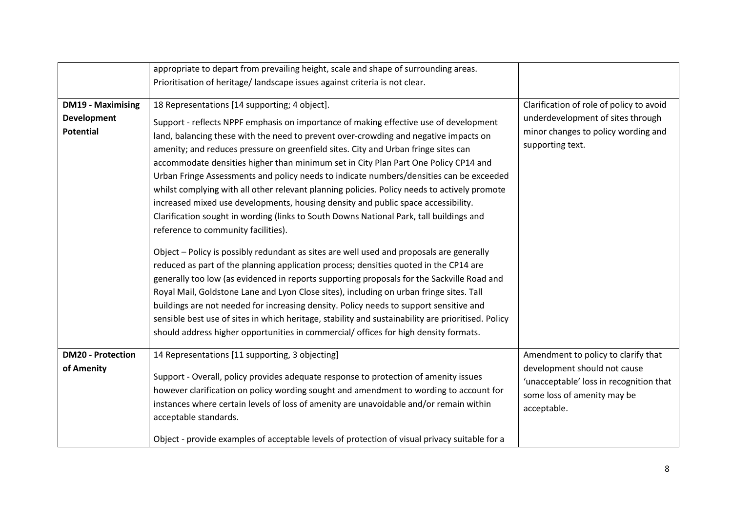| | | |
|---|---|---|
| | appropriate to depart from prevailing height, scale and shape of surrounding areas. Prioritisation of heritage/ landscape issues against criteria is not clear. | |
| **DM19 - Maximising Development Potential** | 18 Representations [14 supporting; 4 object].<br><br>Support - reflects NPPF emphasis on importance of making effective use of development land, balancing these with the need to prevent over-crowding and negative impacts on amenity; and reduces pressure on greenfield sites. City and Urban fringe sites can accommodate densities higher than minimum set in City Plan Part One Policy CP14 and Urban Fringe Assessments and policy needs to indicate numbers/densities can be exceeded whilst complying with all other relevant planning policies. Policy needs to actively promote increased mixed use developments, housing density and public space accessibility. Clarification sought in wording (links to South Downs National Park, tall buildings and reference to community facilities).<br><br>Object – Policy is possibly redundant as sites are well used and proposals are generally reduced as part of the planning application process; densities quoted in the CP14 are generally too low (as evidenced in reports supporting proposals for the Sackville Road and Royal Mail, Goldstone Lane and Lyon Close sites), including on urban fringe sites. Tall buildings are not needed for increasing density. Policy needs to support sensitive and sensible best use of sites in which heritage, stability and sustainability are prioritised. Policy should address higher opportunities in commercial/ offices for high density formats. | Clarification of role of policy to avoid underdevelopment of sites through minor changes to policy wording and supporting text. |
| **DM20 - Protection of Amenity** | 14 Representations [11 supporting, 3 objecting]<br><br>Support - Overall, policy provides adequate response to protection of amenity issues however clarification on policy wording sought and amendment to wording to account for instances where certain levels of loss of amenity are unavoidable and/or remain within acceptable standards.<br><br>Object - provide examples of acceptable levels of protection of visual privacy suitable for a | Amendment to policy to clarify that development should not cause 'unacceptable' loss in recognition that some loss of amenity may be acceptable. |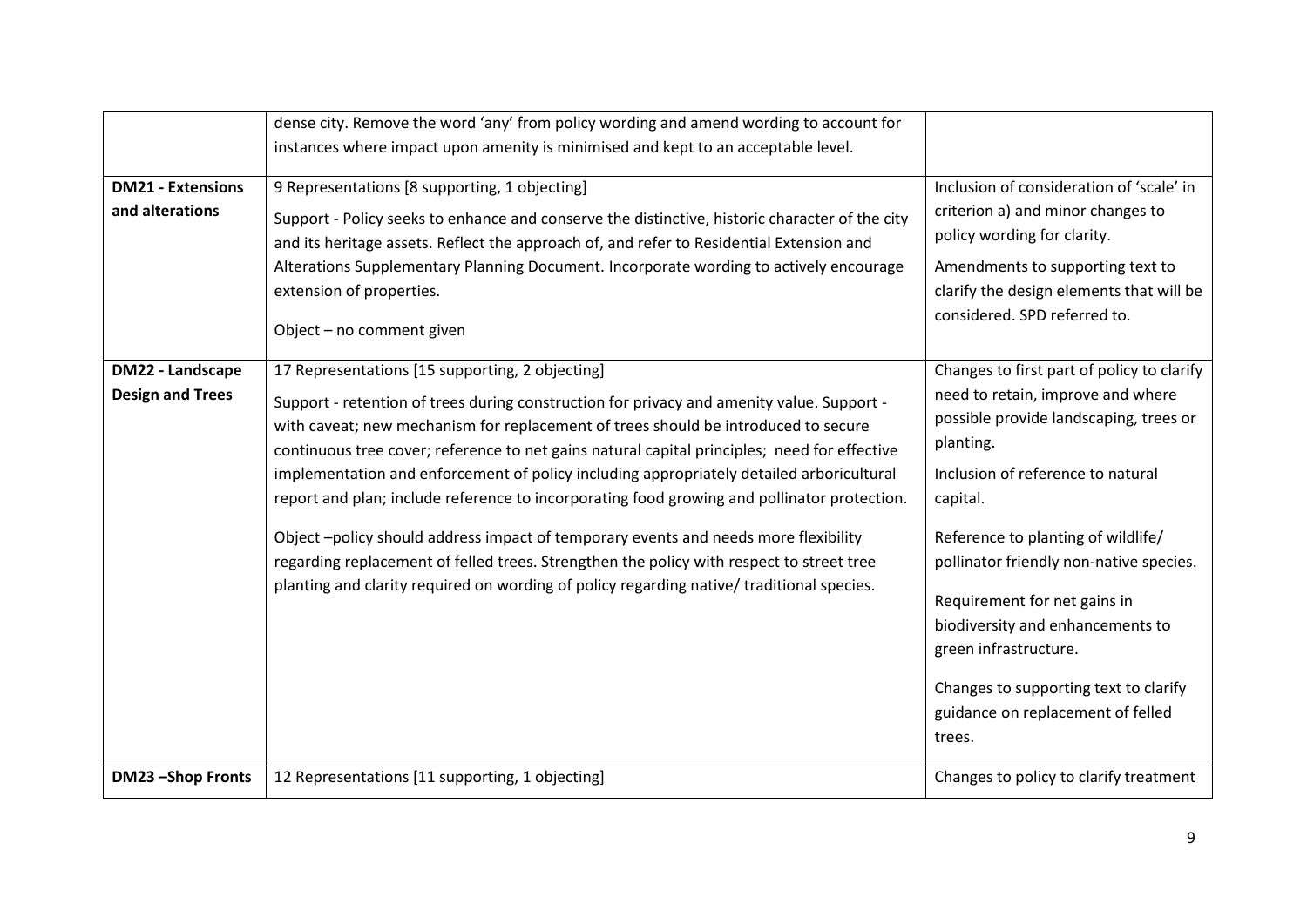| | | |
|---|---|---|
| | dense city. Remove the word 'any' from policy wording and amend wording to account for instances where impact upon amenity is minimised and kept to an acceptable level. | |
| **DM21 - Extensions and alterations** | 9 Representations [8 supporting, 1 objecting]<br><br>Support - Policy seeks to enhance and conserve the distinctive, historic character of the city and its heritage assets. Reflect the approach of, and refer to Residential Extension and Alterations Supplementary Planning Document. Incorporate wording to actively encourage extension of properties.<br><br>Object – no comment given | Inclusion of consideration of 'scale' in criterion a) and minor changes to policy wording for clarity.<br><br>Amendments to supporting text to clarify the design elements that will be considered. SPD referred to. |
| **DM22 - Landscape Design and Trees** | 17 Representations [15 supporting, 2 objecting]<br><br>Support - retention of trees during construction for privacy and amenity value. Support - with caveat; new mechanism for replacement of trees should be introduced to secure continuous tree cover; reference to net gains natural capital principles; need for effective implementation and enforcement of policy including appropriately detailed arboricultural report and plan; include reference to incorporating food growing and pollinator protection.<br><br>Object –policy should address impact of temporary events and needs more flexibility regarding replacement of felled trees. Strengthen the policy with respect to street tree planting and clarity required on wording of policy regarding native/ traditional species. | Changes to first part of policy to clarify need to retain, improve and where possible provide landscaping, trees or planting.<br><br>Inclusion of reference to natural capital.<br><br>Reference to planting of wildlife/ pollinator friendly non-native species.<br><br>Requirement for net gains in biodiversity and enhancements to green infrastructure.<br><br>Changes to supporting text to clarify guidance on replacement of felled trees. |
| **DM23 –Shop Fronts** | 12 Representations [11 supporting, 1 objecting] | Changes to policy to clarify treatment |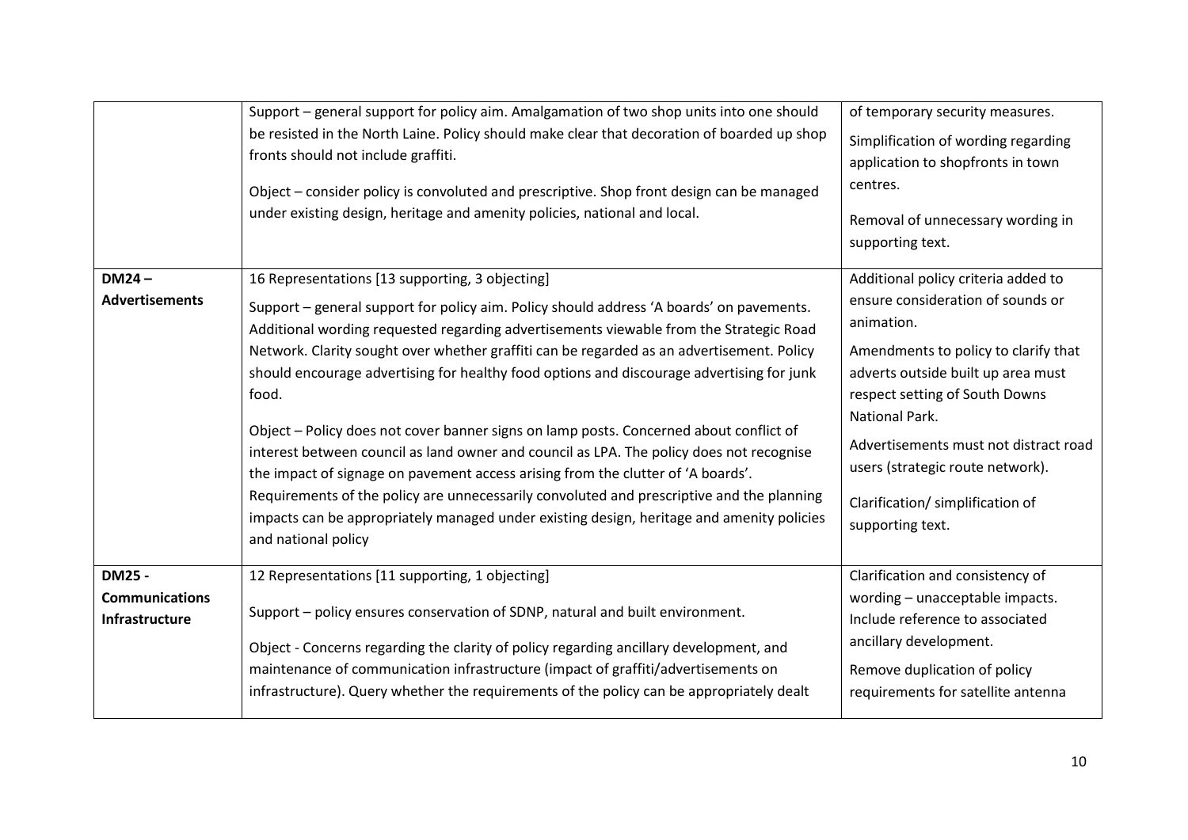| | | |
|---|---|---|
| | Support – general support for policy aim. Amalgamation of two shop units into one should be resisted in the North Laine. Policy should make clear that decoration of boarded up shop fronts should not include graffiti.<br><br>Object – consider policy is convoluted and prescriptive. Shop front design can be managed under existing design, heritage and amenity policies, national and local. | of temporary security measures.<br><br>Simplification of wording regarding application to shopfronts in town centres.<br><br>Removal of unnecessary wording in supporting text. |
| **DM24 – Advertisements** | 16 Representations [13 supporting, 3 objecting]<br><br>Support – general support for policy aim. Policy should address 'A boards' on pavements. Additional wording requested regarding advertisements viewable from the Strategic Road Network. Clarity sought over whether graffiti can be regarded as an advertisement. Policy should encourage advertising for healthy food options and discourage advertising for junk food.<br><br>Object – Policy does not cover banner signs on lamp posts. Concerned about conflict of interest between council as land owner and council as LPA. The policy does not recognise the impact of signage on pavement access arising from the clutter of 'A boards'. Requirements of the policy are unnecessarily convoluted and prescriptive and the planning impacts can be appropriately managed under existing design, heritage and amenity policies and national policy | Additional policy criteria added to ensure consideration of sounds or animation.<br><br>Amendments to policy to clarify that adverts outside built up area must respect setting of South Downs National Park.<br><br>Advertisements must not distract road users (strategic route network).<br><br>Clarification/ simplification of supporting text. |
| **DM25 - Communications Infrastructure** | 12 Representations [11 supporting, 1 objecting]<br><br>Support – policy ensures conservation of SDNP, natural and built environment.<br><br>Object - Concerns regarding the clarity of policy regarding ancillary development, and maintenance of communication infrastructure (impact of graffiti/advertisements on infrastructure). Query whether the requirements of the policy can be appropriately dealt | Clarification and consistency of wording – unacceptable impacts. Include reference to associated ancillary development.<br><br>Remove duplication of policy requirements for satellite antenna |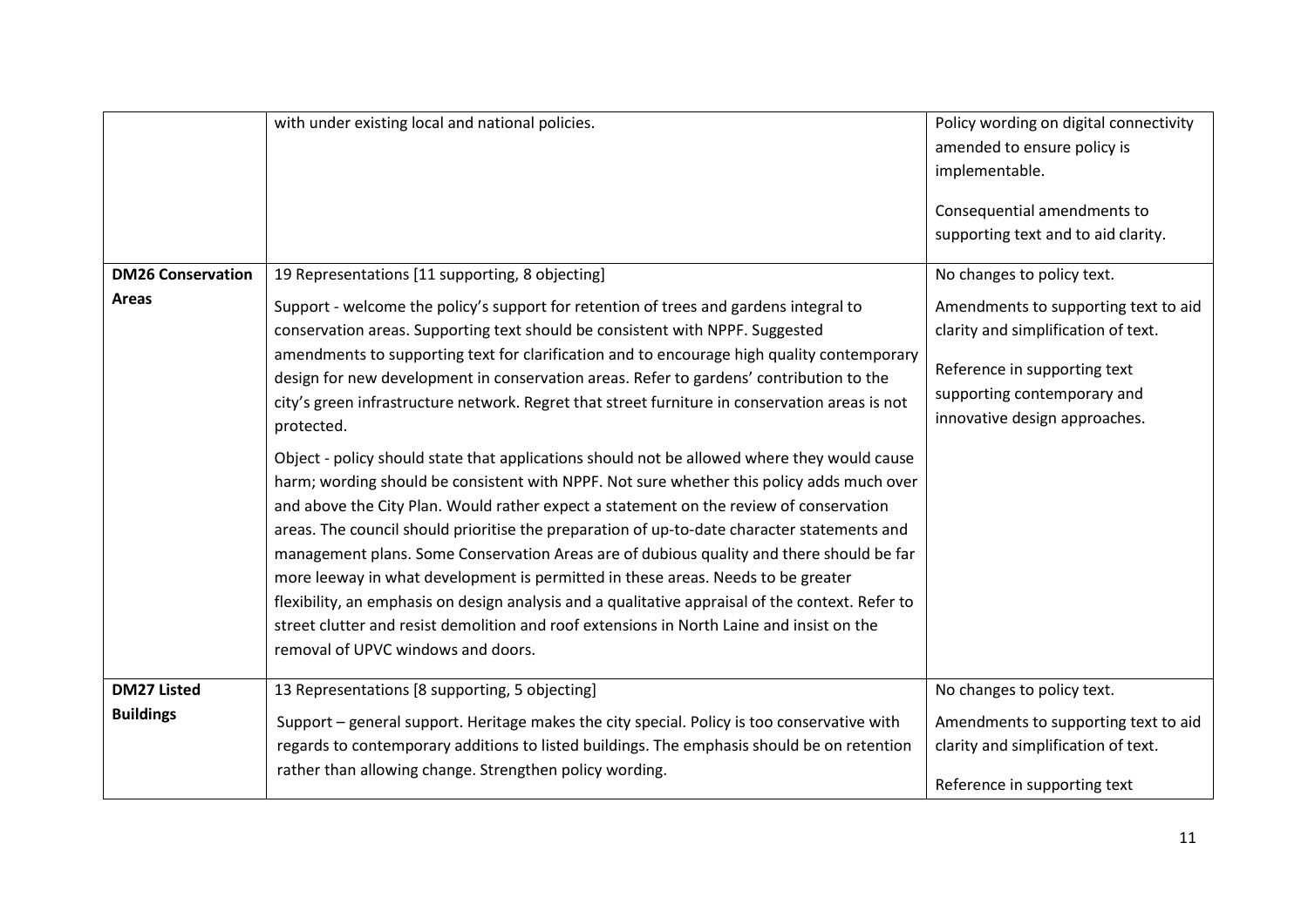| | | |
|---|---|---|
| | with under existing local and national policies. | Policy wording on digital connectivity amended to ensure policy is implementable.<br><br>Consequential amendments to supporting text and to aid clarity. |
| **DM26 Conservation Areas** | 19 Representations [11 supporting, 8 objecting]<br><br>Support - welcome the policy's support for retention of trees and gardens integral to conservation areas. Supporting text should be consistent with NPPF. Suggested amendments to supporting text for clarification and to encourage high quality contemporary design for new development in conservation areas. Refer to gardens' contribution to the city's green infrastructure network. Regret that street furniture in conservation areas is not protected.<br><br>Object - policy should state that applications should not be allowed where they would cause harm; wording should be consistent with NPPF. Not sure whether this policy adds much over and above the City Plan. Would rather expect a statement on the review of conservation areas. The council should prioritise the preparation of up-to-date character statements and management plans. Some Conservation Areas are of dubious quality and there should be far more leeway in what development is permitted in these areas. Needs to be greater flexibility, an emphasis on design analysis and a qualitative appraisal of the context. Refer to street clutter and resist demolition and roof extensions in North Laine and insist on the removal of UPVC windows and doors. | No changes to policy text.<br><br>Amendments to supporting text to aid clarity and simplification of text.<br><br>Reference in supporting text supporting contemporary and innovative design approaches. |
| **DM27 Listed Buildings** | 13 Representations [8 supporting, 5 objecting]<br><br>Support – general support. Heritage makes the city special. Policy is too conservative with regards to contemporary additions to listed buildings. The emphasis should be on retention rather than allowing change. Strengthen policy wording. | No changes to policy text.<br><br>Amendments to supporting text to aid clarity and simplification of text.<br><br>Reference in supporting text |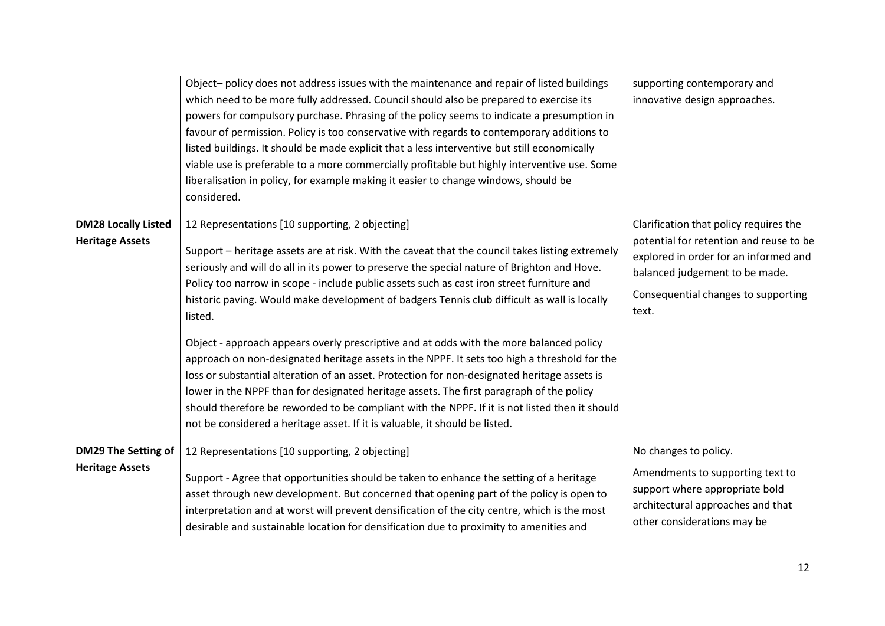| | | |
|---|---|---|
| | Object– policy does not address issues with the maintenance and repair of listed buildings which need to be more fully addressed. Council should also be prepared to exercise its powers for compulsory purchase. Phrasing of the policy seems to indicate a presumption in favour of permission. Policy is too conservative with regards to contemporary additions to listed buildings. It should be made explicit that a less interventive but still economically viable use is preferable to a more commercially profitable but highly interventive use. Some liberalisation in policy, for example making it easier to change windows, should be considered. | supporting contemporary and innovative design approaches. |
| **DM28 Locally Listed Heritage Assets** | 12 Representations [10 supporting, 2 objecting]<br><br>Support – heritage assets are at risk. With the caveat that the council takes listing extremely seriously and will do all in its power to preserve the special nature of Brighton and Hove. Policy too narrow in scope - include public assets such as cast iron street furniture and historic paving. Would make development of badgers Tennis club difficult as wall is locally listed.<br><br>Object - approach appears overly prescriptive and at odds with the more balanced policy approach on non-designated heritage assets in the NPPF. It sets too high a threshold for the loss or substantial alteration of an asset. Protection for non-designated heritage assets is lower in the NPPF than for designated heritage assets. The first paragraph of the policy should therefore be reworded to be compliant with the NPPF. If it is not listed then it should not be considered a heritage asset. If it is valuable, it should be listed. | Clarification that policy requires the potential for retention and reuse to be explored in order for an informed and balanced judgement to be made.<br><br>Consequential changes to supporting text. |
| **DM29 The Setting of Heritage Assets** | 12 Representations [10 supporting, 2 objecting]<br><br>Support - Agree that opportunities should be taken to enhance the setting of a heritage asset through new development. But concerned that opening part of the policy is open to interpretation and at worst will prevent densification of the city centre, which is the most desirable and sustainable location for densification due to proximity to amenities and | No changes to policy.<br><br>Amendments to supporting text to support where appropriate bold architectural approaches and that other considerations may be |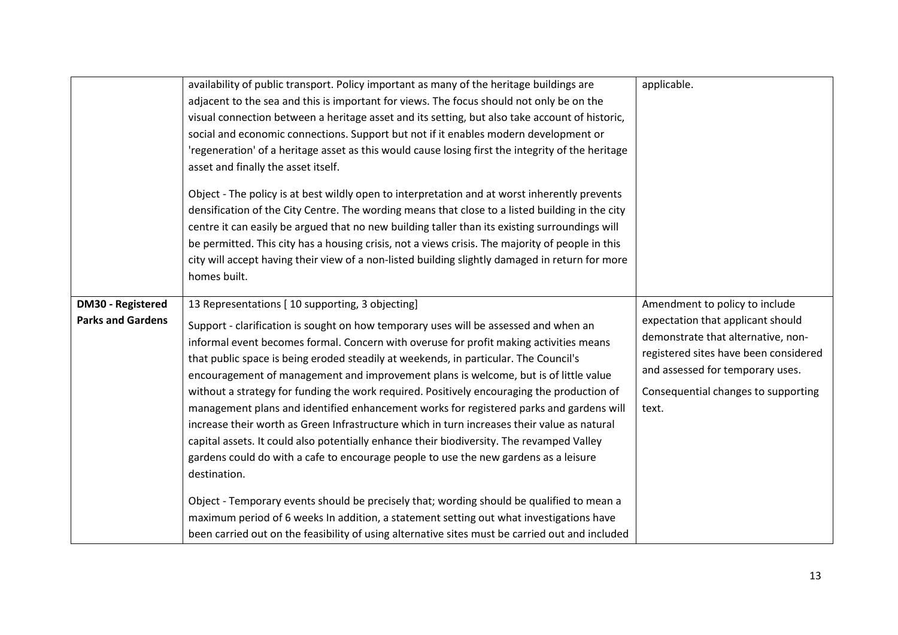| | | |
|---|---|---|
| | availability of public transport. Policy important as many of the heritage buildings are adjacent to the sea and this is important for views. The focus should not only be on the visual connection between a heritage asset and its setting, but also take account of historic, social and economic connections. Support but not if it enables modern development or 'regeneration' of a heritage asset as this would cause losing first the integrity of the heritage asset and finally the asset itself.<br><br>Object - The policy is at best wildly open to interpretation and at worst inherently prevents densification of the City Centre. The wording means that close to a listed building in the city centre it can easily be argued that no new building taller than its existing surroundings will be permitted. This city has a housing crisis, not a views crisis. The majority of people in this city will accept having their view of a non-listed building slightly damaged in return for more homes built. | applicable. |
| **DM30 - Registered Parks and Gardens** | 13 Representations [ 10 supporting, 3 objecting]<br><br>Support - clarification is sought on how temporary uses will be assessed and when an informal event becomes formal. Concern with overuse for profit making activities means that public space is being eroded steadily at weekends, in particular. The Council's encouragement of management and improvement plans is welcome, but is of little value without a strategy for funding the work required. Positively encouraging the production of management plans and identified enhancement works for registered parks and gardens will increase their worth as Green Infrastructure which in turn increases their value as natural capital assets. It could also potentially enhance their biodiversity. The revamped Valley gardens could do with a cafe to encourage people to use the new gardens as a leisure destination.<br><br>Object - Temporary events should be precisely that; wording should be qualified to mean a maximum period of 6 weeks In addition, a statement setting out what investigations have been carried out on the feasibility of using alternative sites must be carried out and included | Amendment to policy to include expectation that applicant should demonstrate that alternative, non-registered sites have been considered and assessed for temporary uses.<br><br>Consequential changes to supporting text. |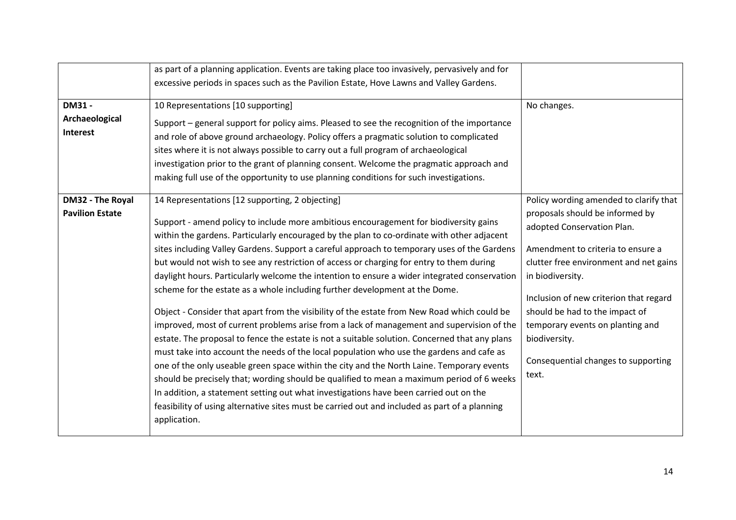| | | |
|---|---|---|
| | as part of a planning application. Events are taking place too invasively, pervasively and for excessive periods in spaces such as the Pavilion Estate, Hove Lawns and Valley Gardens. | |
| **DM31 - Archaeological Interest** | 10 Representations [10 supporting]<br><br>Support – general support for policy aims. Pleased to see the recognition of the importance and role of above ground archaeology. Policy offers a pragmatic solution to complicated sites where it is not always possible to carry out a full program of archaeological investigation prior to the grant of planning consent. Welcome the pragmatic approach and making full use of the opportunity to use planning conditions for such investigations. | No changes. |
| **DM32 - The Royal Pavilion Estate** | 14 Representations [12 supporting, 2 objecting]<br><br>Support - amend policy to include more ambitious encouragement for biodiversity gains within the gardens. Particularly encouraged by the plan to co-ordinate with other adjacent sites including Valley Gardens. Support a careful approach to temporary uses of the Gardens but would not wish to see any restriction of access or charging for entry to them during daylight hours. Particularly welcome the intention to ensure a wider integrated conservation scheme for the estate as a whole including further development at the Dome.<br><br>Object - Consider that apart from the visibility of the estate from New Road which could be improved, most of current problems arise from a lack of management and supervision of the estate. The proposal to fence the estate is not a suitable solution. Concerned that any plans must take into account the needs of the local population who use the gardens and cafe as one of the only useable green space within the city and the North Laine. Temporary events should be precisely that; wording should be qualified to mean a maximum period of 6 weeks In addition, a statement setting out what investigations have been carried out on the feasibility of using alternative sites must be carried out and included as part of a planning application. | Policy wording amended to clarify that proposals should be informed by adopted Conservation Plan.<br><br>Amendment to criteria to ensure a clutter free environment and net gains in biodiversity.<br><br>Inclusion of new criterion that regard should be had to the impact of temporary events on planting and biodiversity.<br><br>Consequential changes to supporting text. |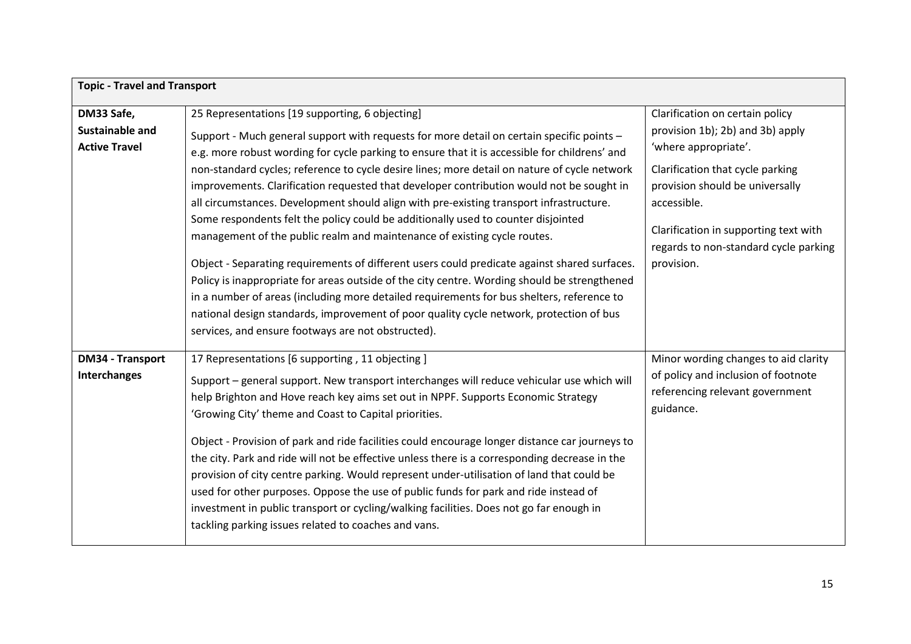| **Topic - Travel and Transport** | | |
|---|---|---|
| **DM33 Safe, Sustainable and Active Travel** | 25 Representations [19 supporting, 6 objecting]<br><br>Support - Much general support with requests for more detail on certain specific points – e.g. more robust wording for cycle parking to ensure that it is accessible for childrens' and non-standard cycles; reference to cycle desire lines; more detail on nature of cycle network improvements. Clarification requested that developer contribution would not be sought in all circumstances. Development should align with pre-existing transport infrastructure. Some respondents felt the policy could be additionally used to counter disjointed management of the public realm and maintenance of existing cycle routes.<br><br>Object - Separating requirements of different users could predicate against shared surfaces. Policy is inappropriate for areas outside of the city centre. Wording should be strengthened in a number of areas (including more detailed requirements for bus shelters, reference to national design standards, improvement of poor quality cycle network, protection of bus services, and ensure footways are not obstructed). | Clarification on certain policy provision 1b); 2b) and 3b) apply 'where appropriate'.<br><br>Clarification that cycle parking provision should be universally accessible.<br><br>Clarification in supporting text with regards to non-standard cycle parking provision. |
| **DM34 - Transport Interchanges** | 17 Representations [6 supporting , 11 objecting ]<br><br>Support – general support. New transport interchanges will reduce vehicular use which will help Brighton and Hove reach key aims set out in NPPF. Supports Economic Strategy 'Growing City' theme and Coast to Capital priorities.<br><br>Object - Provision of park and ride facilities could encourage longer distance car journeys to the city. Park and ride will not be effective unless there is a corresponding decrease in the provision of city centre parking. Would represent under-utilisation of land that could be used for other purposes. Oppose the use of public funds for park and ride instead of investment in public transport or cycling/walking facilities. Does not go far enough in tackling parking issues related to coaches and vans. | Minor wording changes to aid clarity of policy and inclusion of footnote referencing relevant government guidance. |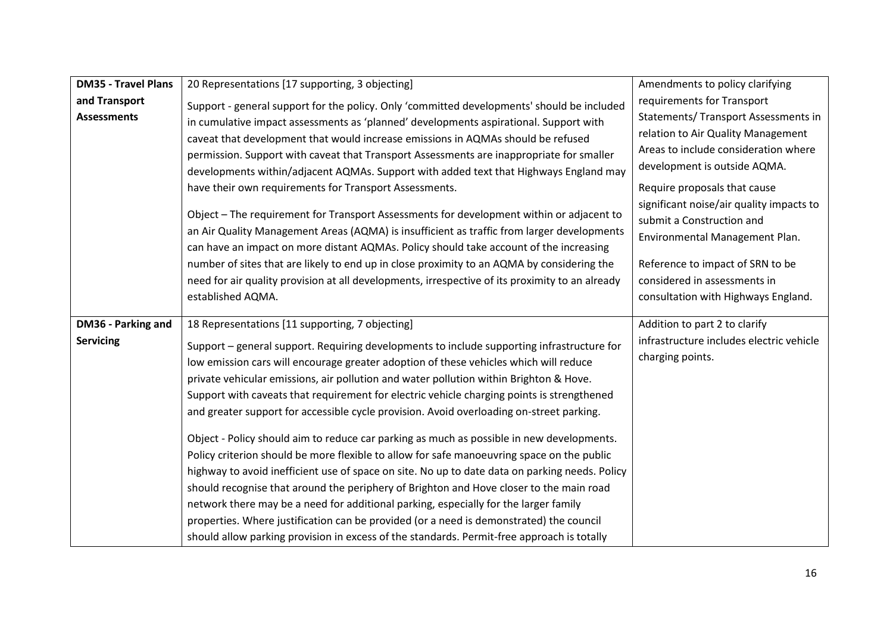| | | |
|---|---|---|
| **DM35 - Travel Plans and Transport Assessments** | 20 Representations [17 supporting, 3 objecting]<br><br>Support - general support for the policy. Only 'committed developments' should be included in cumulative impact assessments as 'planned' developments aspirational. Support with caveat that development that would increase emissions in AQMAs should be refused permission. Support with caveat that Transport Assessments are inappropriate for smaller developments within/adjacent AQMAs. Support with added text that Highways England may have their own requirements for Transport Assessments.<br><br>Object – The requirement for Transport Assessments for development within or adjacent to an Air Quality Management Areas (AQMA) is insufficient as traffic from larger developments can have an impact on more distant AQMAs. Policy should take account of the increasing number of sites that are likely to end up in close proximity to an AQMA by considering the need for air quality provision at all developments, irrespective of its proximity to an already established AQMA. | Amendments to policy clarifying requirements for Transport Statements/ Transport Assessments in relation to Air Quality Management Areas to include consideration where development is outside AQMA.<br><br>Require proposals that cause significant noise/air quality impacts to submit a Construction and Environmental Management Plan.<br><br>Reference to impact of SRN to be considered in assessments in consultation with Highways England. |
| **DM36 - Parking and Servicing** | 18 Representations [11 supporting, 7 objecting]<br><br>Support – general support. Requiring developments to include supporting infrastructure for low emission cars will encourage greater adoption of these vehicles which will reduce private vehicular emissions, air pollution and water pollution within Brighton & Hove. Support with caveats that requirement for electric vehicle charging points is strengthened and greater support for accessible cycle provision. Avoid overloading on-street parking.<br><br>Object - Policy should aim to reduce car parking as much as possible in new developments. Policy criterion should be more flexible to allow for safe manoeuvring space on the public highway to avoid inefficient use of space on site. No up to date data on parking needs. Policy should recognise that around the periphery of Brighton and Hove closer to the main road network there may be a need for additional parking, especially for the larger family properties. Where justification can be provided (or a need is demonstrated) the council should allow parking provision in excess of the standards. Permit-free approach is totally | Addition to part 2 to clarify infrastructure includes electric vehicle charging points. |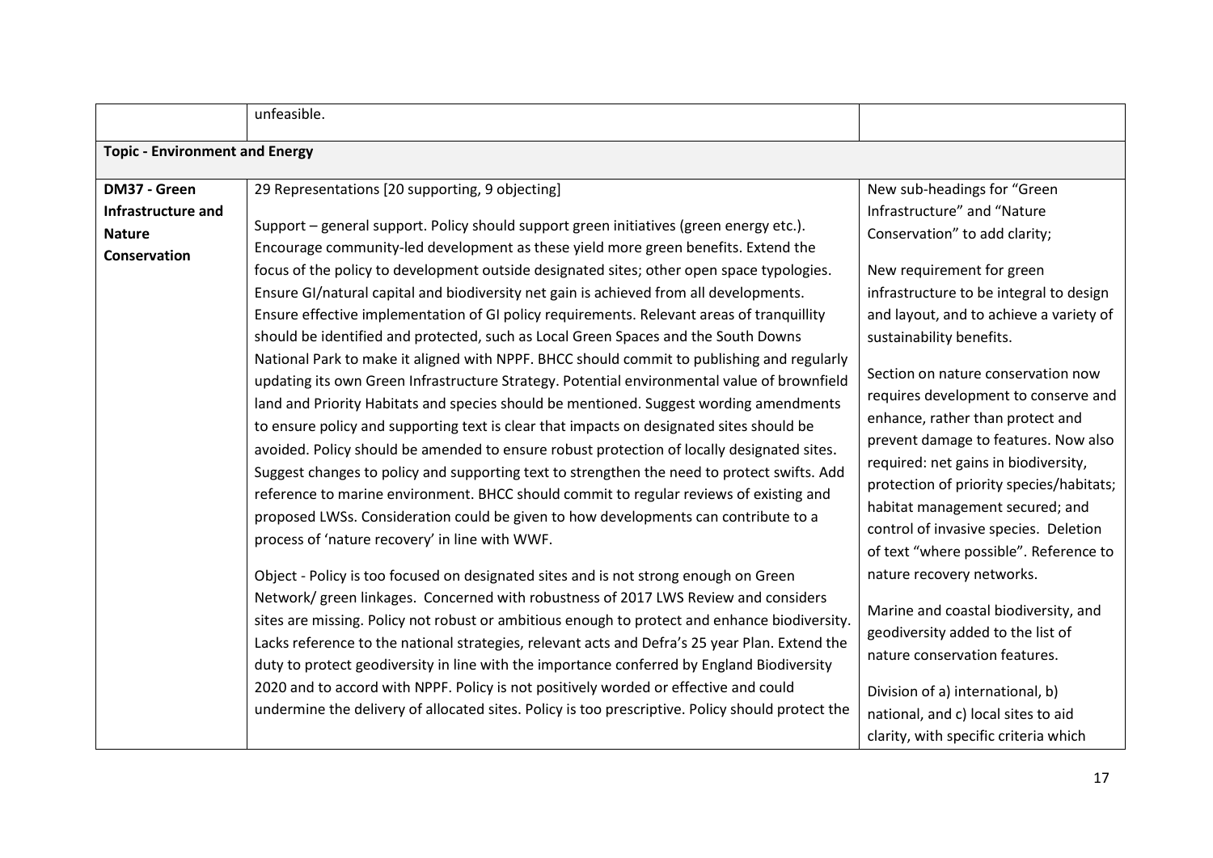| | | |
|---|---|---|
| | unfeasible. | |
| **Topic - Environment and Energy** | | |
| **DM37 - Green Infrastructure and Nature Conservation** | 29 Representations [20 supporting, 9 objecting]<br><br>Support – general support. Policy should support green initiatives (green energy etc.). Encourage community-led development as these yield more green benefits. Extend the focus of the policy to development outside designated sites; other open space typologies. Ensure GI/natural capital and biodiversity net gain is achieved from all developments. Ensure effective implementation of GI policy requirements. Relevant areas of tranquillity should be identified and protected, such as Local Green Spaces and the South Downs National Park to make it aligned with NPPF. BHCC should commit to publishing and regularly updating its own Green Infrastructure Strategy. Potential environmental value of brownfield land and Priority Habitats and species should be mentioned. Suggest wording amendments to ensure policy and supporting text is clear that impacts on designated sites should be avoided. Policy should be amended to ensure robust protection of locally designated sites. Suggest changes to policy and supporting text to strengthen the need to protect swifts. Add reference to marine environment. BHCC should commit to regular reviews of existing and proposed LWSs. Consideration could be given to how developments can contribute to a process of 'nature recovery' in line with WWF.<br><br>Object - Policy is too focused on designated sites and is not strong enough on Green Network/ green linkages. Concerned with robustness of 2017 LWS Review and considers sites are missing. Policy not robust or ambitious enough to protect and enhance biodiversity. Lacks reference to the national strategies, relevant acts and Defra's 25 year Plan. Extend the duty to protect geodiversity in line with the importance conferred by England Biodiversity 2020 and to accord with NPPF. Policy is not positively worded or effective and could undermine the delivery of allocated sites. Policy is too prescriptive. Policy should protect the | New sub-headings for "Green Infrastructure" and "Nature Conservation" to add clarity;<br><br>New requirement for green infrastructure to be integral to design and layout, and to achieve a variety of sustainability benefits.<br><br>Section on nature conservation now requires development to conserve and enhance, rather than protect and prevent damage to features. Now also required: net gains in biodiversity, protection of priority species/habitats; habitat management secured; and control of invasive species. Deletion of text "where possible". Reference to nature recovery networks.<br><br>Marine and coastal biodiversity, and geodiversity added to the list of nature conservation features.<br><br>Division of a) international, b) national, and c) local sites to aid clarity, with specific criteria which |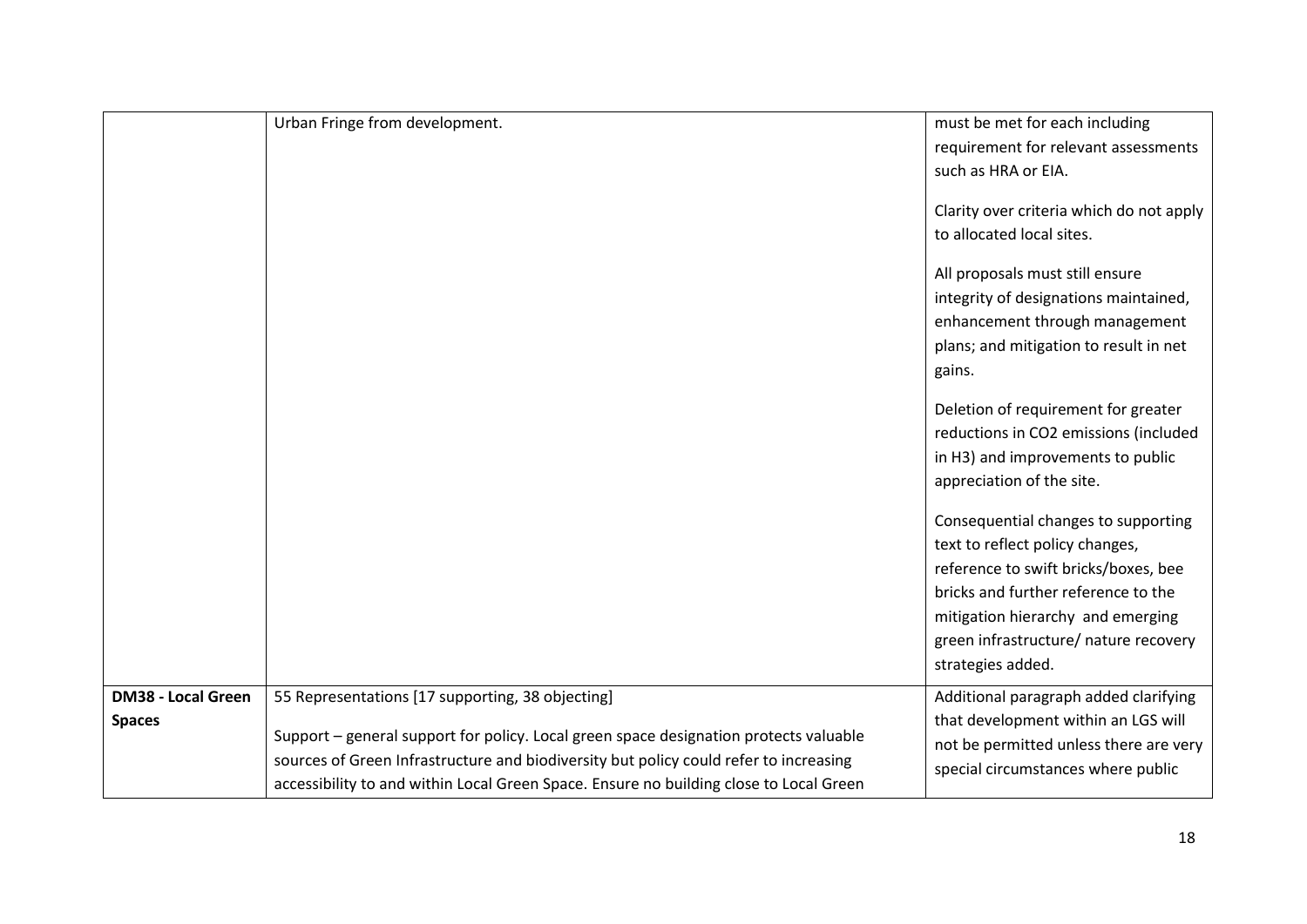| | | |
|---|---|---|
| | Urban Fringe from development. | must be met for each including requirement for relevant assessments such as HRA or EIA.<br><br>Clarity over criteria which do not apply to allocated local sites.<br><br>All proposals must still ensure integrity of designations maintained, enhancement through management plans; and mitigation to result in net gains.<br><br>Deletion of requirement for greater reductions in $CO_2$ emissions (included in H3) and improvements to public appreciation of the site.<br><br>Consequential changes to supporting text to reflect policy changes, reference to swift bricks/boxes, bee bricks and further reference to the mitigation hierarchy and emerging green infrastructure/ nature recovery strategies added. |
| **DM38 - Local Green Spaces** | 55 Representations [17 supporting, 38 objecting]<br><br>Support – general support for policy. Local green space designation protects valuable sources of Green Infrastructure and biodiversity but policy could refer to increasing accessibility to and within Local Green Space. Ensure no building close to Local Green | Additional paragraph added clarifying that development within an LGS will not be permitted unless there are very special circumstances where public |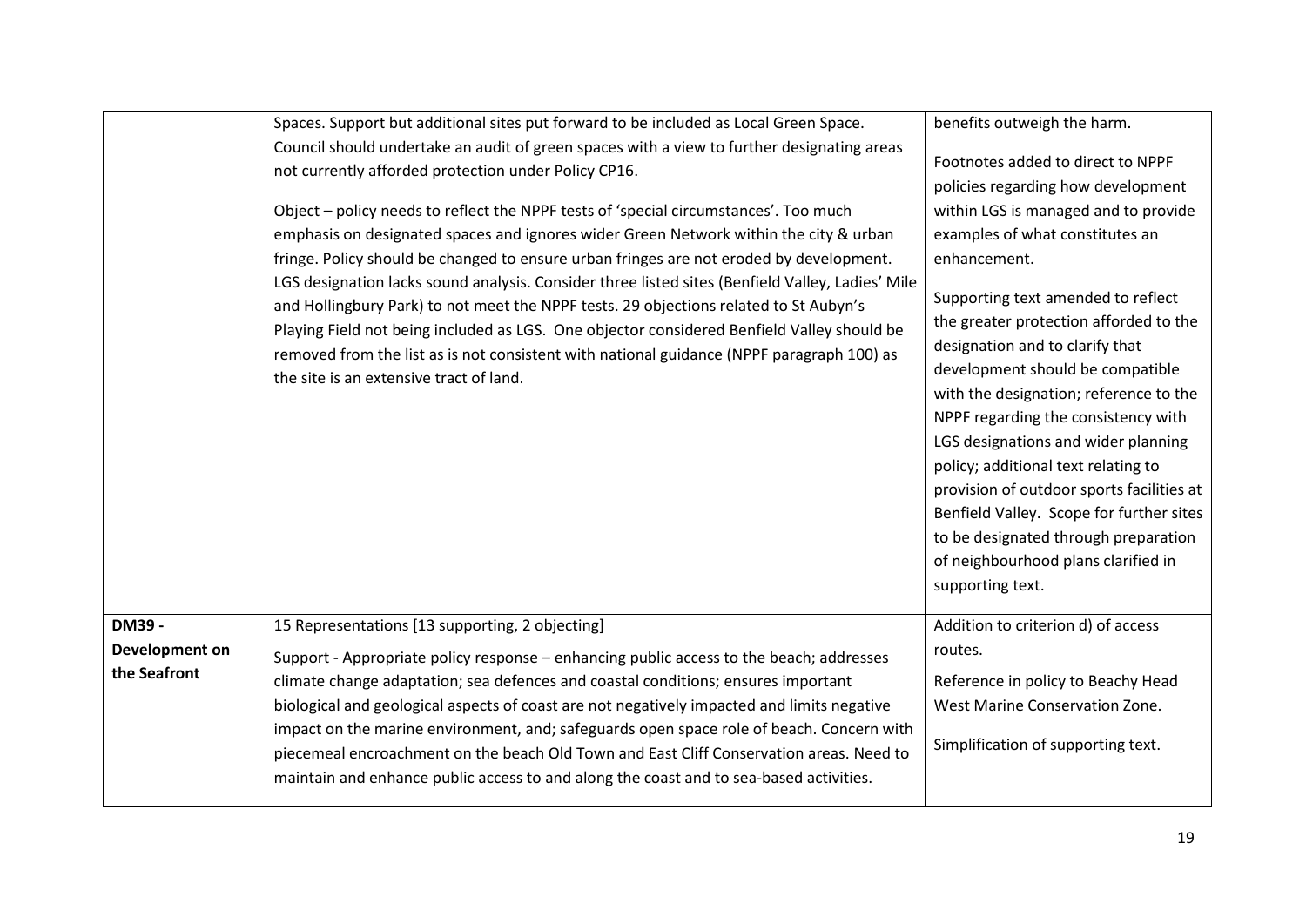| | | |
|---|---|---|
| | Spaces. Support but additional sites put forward to be included as Local Green Space. Council should undertake an audit of green spaces with a view to further designating areas not currently afforded protection under Policy CP16.<br><br>Object – policy needs to reflect the NPPF tests of 'special circumstances'. Too much emphasis on designated spaces and ignores wider Green Network within the city & urban fringe. Policy should be changed to ensure urban fringes are not eroded by development. LGS designation lacks sound analysis. Consider three listed sites (Benfield Valley, Ladies' Mile and Hollingbury Park) to not meet the NPPF tests. 29 objections related to St Aubyn's Playing Field not being included as LGS. One objector considered Benfield Valley should be removed from the list as is not consistent with national guidance (NPPF paragraph 100) as the site is an extensive tract of land. | benefits outweigh the harm.<br><br>Footnotes added to direct to NPPF policies regarding how development within LGS is managed and to provide examples of what constitutes an enhancement.<br><br>Supporting text amended to reflect the greater protection afforded to the designation and to clarify that development should be compatible with the designation; reference to the NPPF regarding the consistency with LGS designations and wider planning policy; additional text relating to provision of outdoor sports facilities at Benfield Valley. Scope for further sites to be designated through preparation of neighbourhood plans clarified in supporting text. |
| **DM39 - Development on the Seafront** | 15 Representations [13 supporting, 2 objecting]<br><br>Support - Appropriate policy response – enhancing public access to the beach; addresses climate change adaptation; sea defences and coastal conditions; ensures important biological and geological aspects of coast are not negatively impacted and limits negative impact on the marine environment, and; safeguards open space role of beach. Concern with piecemeal encroachment on the beach Old Town and East Cliff Conservation areas. Need to maintain and enhance public access to and along the coast and to sea-based activities. | Addition to criterion d) of access routes.<br><br>Reference in policy to Beachy Head West Marine Conservation Zone.<br><br>Simplification of supporting text. |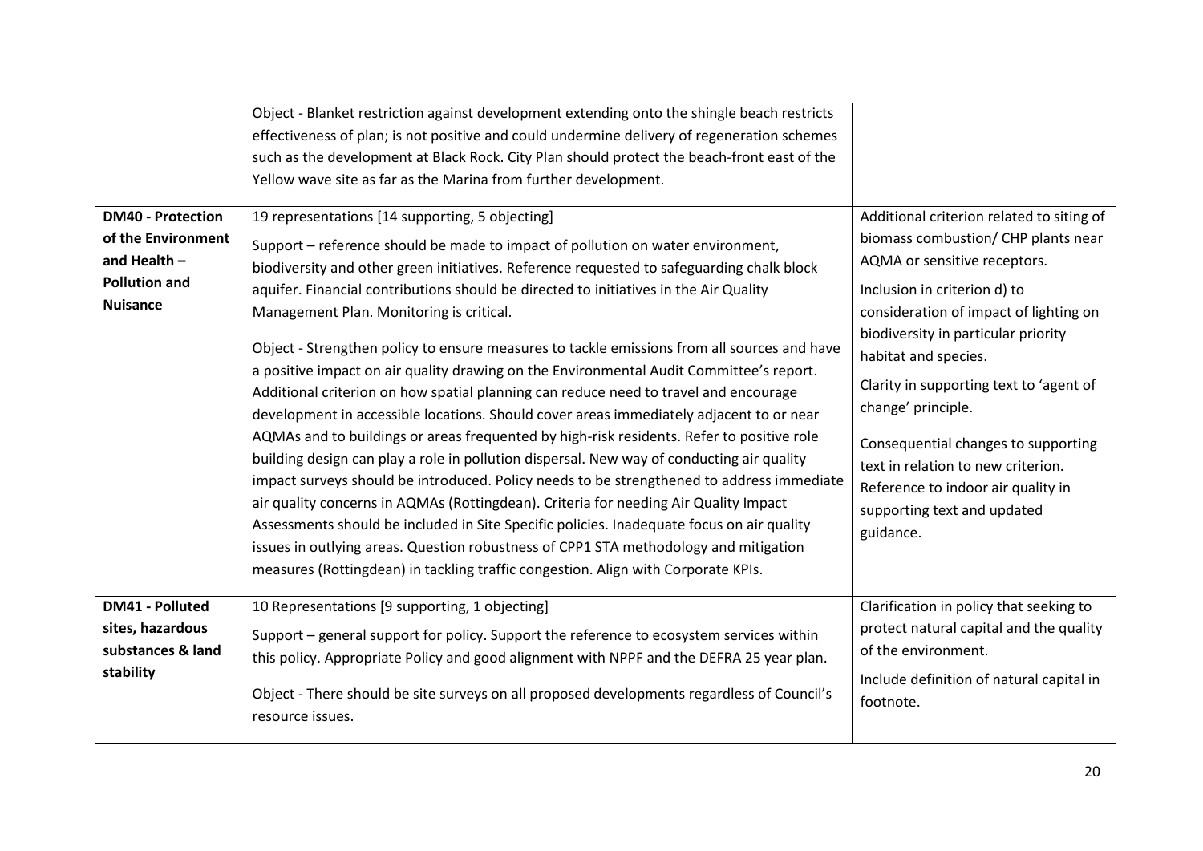|  |  |  |
|---|---|---|
|  | Object - Blanket restriction against development extending onto the shingle beach restricts effectiveness of plan; is not positive and could undermine delivery of regeneration schemes such as the development at Black Rock. City Plan should protect the beach-front east of the Yellow wave site as far as the Marina from further development. |  |
| **DM40 - Protection of the Environment and Health – Pollution and Nuisance** | 19 representations [14 supporting, 5 objecting]<br><br>Support – reference should be made to impact of pollution on water environment, biodiversity and other green initiatives. Reference requested to safeguarding chalk block aquifer. Financial contributions should be directed to initiatives in the Air Quality Management Plan. Monitoring is critical.<br><br>Object - Strengthen policy to ensure measures to tackle emissions from all sources and have a positive impact on air quality drawing on the Environmental Audit Committee's report. Additional criterion on how spatial planning can reduce need to travel and encourage development in accessible locations. Should cover areas immediately adjacent to or near AQMAs and to buildings or areas frequented by high-risk residents. Refer to positive role building design can play a role in pollution dispersal. New way of conducting air quality impact surveys should be introduced. Policy needs to be strengthened to address immediate air quality concerns in AQMAs (Rottingdean). Criteria for needing Air Quality Impact Assessments should be included in Site Specific policies. Inadequate focus on air quality issues in outlying areas. Question robustness of CPP1 STA methodology and mitigation measures (Rottingdean) in tackling traffic congestion. Align with Corporate KPIs. | Additional criterion related to siting of biomass combustion/ CHP plants near AQMA or sensitive receptors.<br><br>Inclusion in criterion d) to consideration of impact of lighting on biodiversity in particular priority habitat and species.<br><br>Clarity in supporting text to 'agent of change' principle.<br><br>Consequential changes to supporting text in relation to new criterion. Reference to indoor air quality in supporting text and updated guidance. |
| **DM41 - Polluted sites, hazardous substances & land stability** | 10 Representations [9 supporting, 1 objecting]<br><br>Support – general support for policy. Support the reference to ecosystem services within this policy. Appropriate Policy and good alignment with NPPF and the DEFRA 25 year plan.<br><br>Object - There should be site surveys on all proposed developments regardless of Council's resource issues. | Clarification in policy that seeking to protect natural capital and the quality of the environment.<br><br>Include definition of natural capital in footnote. |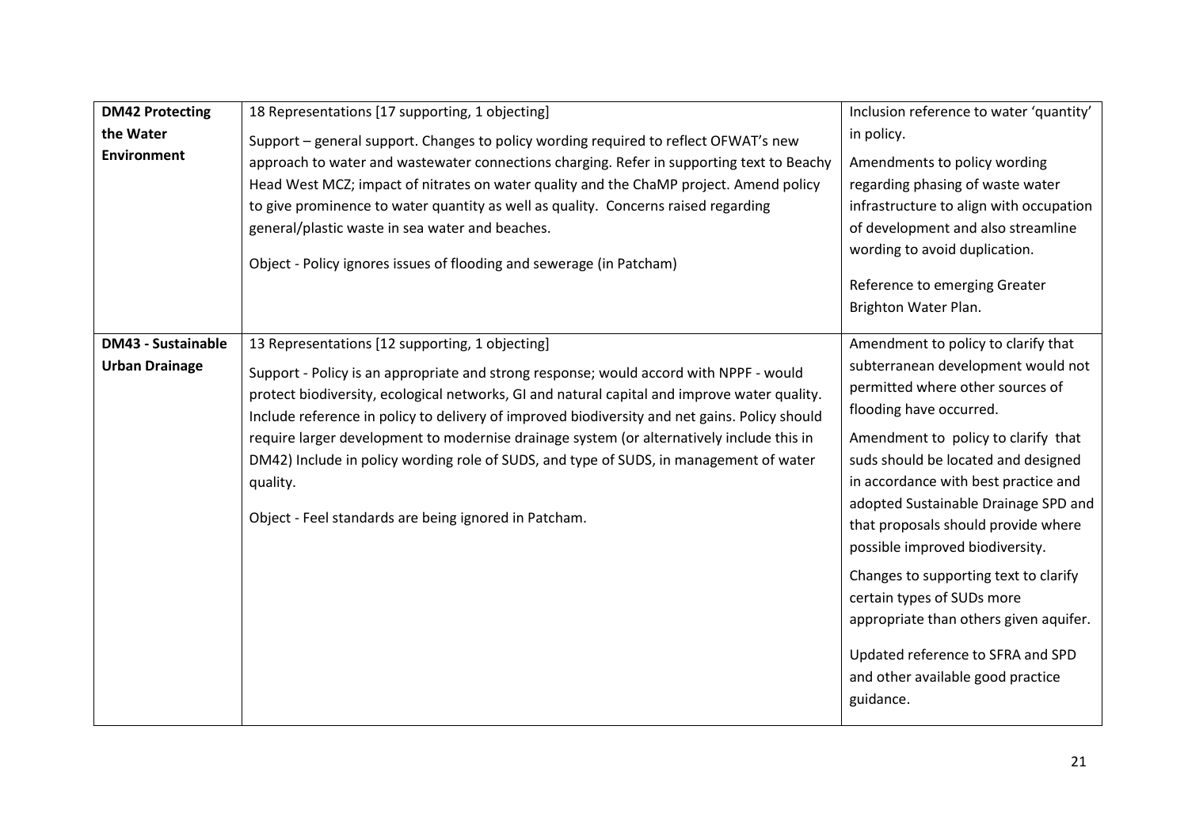| | | |
|---|---|---|
| **DM42 Protecting the Water Environment** | 18 Representations [17 supporting, 1 objecting]<br><br>Support – general support. Changes to policy wording required to reflect OFWAT's new approach to water and wastewater connections charging. Refer in supporting text to Beachy Head West MCZ; impact of nitrates on water quality and the ChaMP project. Amend policy to give prominence to water quantity as well as quality. Concerns raised regarding general/plastic waste in sea water and beaches.<br><br>Object - Policy ignores issues of flooding and sewerage (in Patcham) | Inclusion reference to water 'quantity' in policy.<br><br>Amendments to policy wording regarding phasing of waste water infrastructure to align with occupation of development and also streamline wording to avoid duplication.<br><br>Reference to emerging Greater Brighton Water Plan. |
| **DM43 - Sustainable Urban Drainage** | 13 Representations [12 supporting, 1 objecting]<br><br>Support - Policy is an appropriate and strong response; would accord with NPPF - would protect biodiversity, ecological networks, GI and natural capital and improve water quality. Include reference in policy to delivery of improved biodiversity and net gains. Policy should require larger development to modernise drainage system (or alternatively include this in DM42) Include in policy wording role of SUDS, and type of SUDS, in management of water quality.<br><br>Object - Feel standards are being ignored in Patcham. | Amendment to policy to clarify that subterranean development would not permitted where other sources of flooding have occurred.<br><br>Amendment to policy to clarify that suds should be located and designed in accordance with best practice and adopted Sustainable Drainage SPD and that proposals should provide where possible improved biodiversity.<br><br>Changes to supporting text to clarify certain types of SUDs more appropriate than others given aquifer.<br><br>Updated reference to SFRA and SPD and other available good practice guidance. |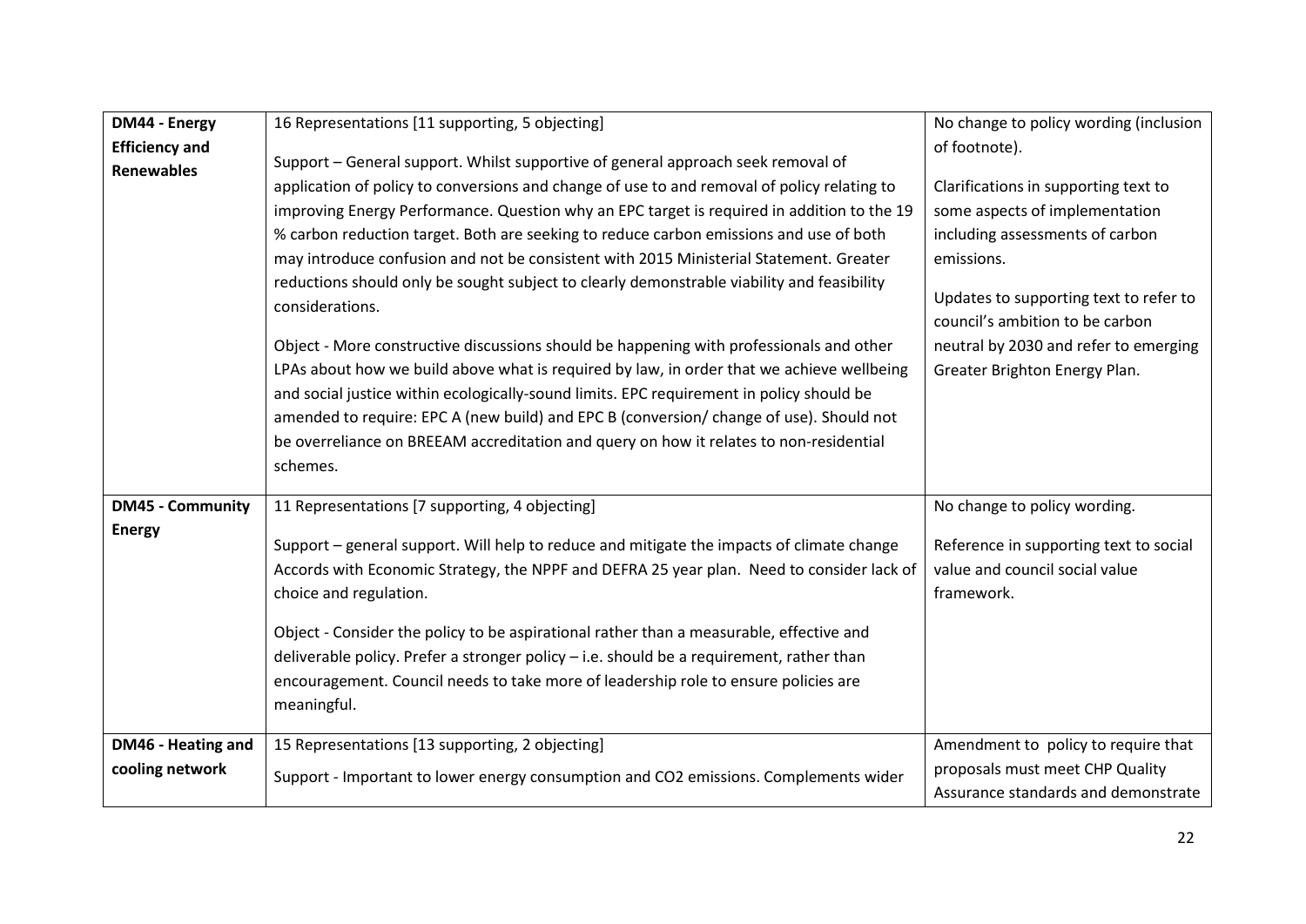| | | |
|---|---|---|
| **DM44 - Energy Efficiency and Renewables** | 16 Representations [11 supporting, 5 objecting]<br><br>Support – General support. Whilst supportive of general approach seek removal of application of policy to conversions and change of use to and removal of policy relating to improving Energy Performance. Question why an EPC target is required in addition to the 19 % carbon reduction target. Both are seeking to reduce carbon emissions and use of both may introduce confusion and not be consistent with 2015 Ministerial Statement. Greater reductions should only be sought subject to clearly demonstrable viability and feasibility considerations.<br><br>Object - More constructive discussions should be happening with professionals and other LPAs about how we build above what is required by law, in order that we achieve wellbeing and social justice within ecologically-sound limits. EPC requirement in policy should be amended to require: EPC A (new build) and EPC B (conversion/ change of use). Should not be overreliance on BREEAM accreditation and query on how it relates to non-residential schemes. | No change to policy wording (inclusion of footnote).<br><br>Clarifications in supporting text to some aspects of implementation including assessments of carbon emissions.<br><br>Updates to supporting text to refer to council's ambition to be carbon neutral by 2030 and refer to emerging Greater Brighton Energy Plan. |
| **DM45 - Community Energy** | 11 Representations [7 supporting, 4 objecting]<br><br>Support – general support. Will help to reduce and mitigate the impacts of climate change Accords with Economic Strategy, the NPPF and DEFRA 25 year plan. Need to consider lack of choice and regulation.<br><br>Object - Consider the policy to be aspirational rather than a measurable, effective and deliverable policy. Prefer a stronger policy – i.e. should be a requirement, rather than encouragement. Council needs to take more of leadership role to ensure policies are meaningful. | No change to policy wording.<br><br>Reference in supporting text to social value and council social value framework. |
| **DM46 - Heating and cooling network** | 15 Representations [13 supporting, 2 objecting]<br><br>Support - Important to lower energy consumption and CO2 emissions. Complements wider | Amendment to policy to require that proposals must meet CHP Quality Assurance standards and demonstrate |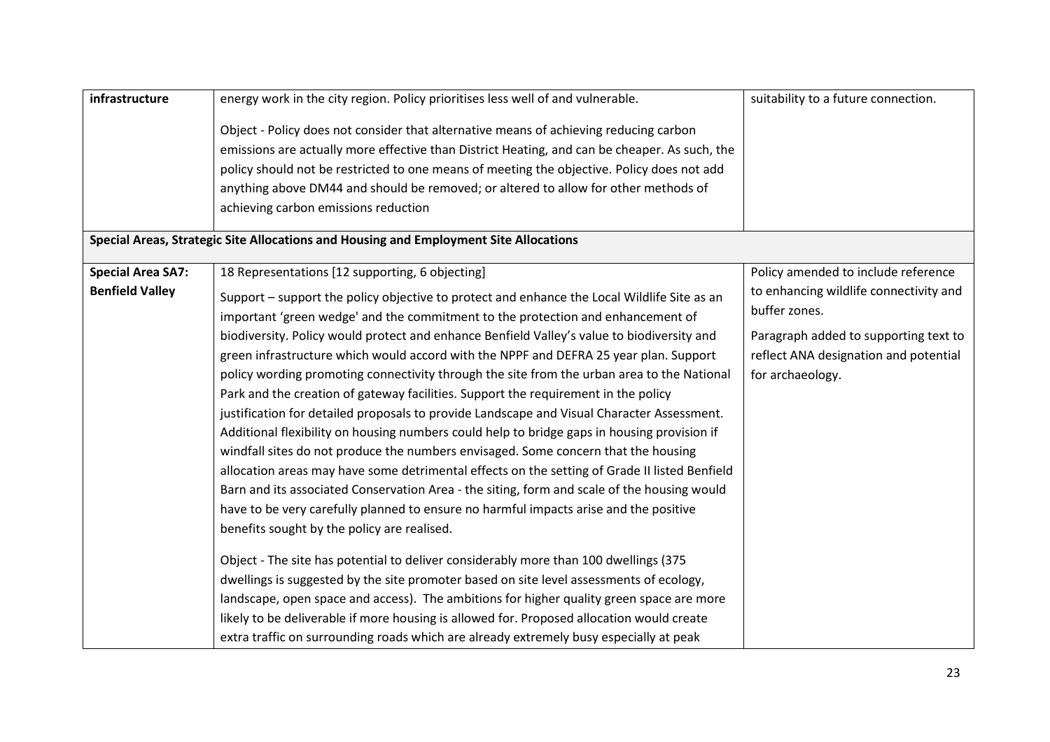| | | |
|---|---|---|
| **infrastructure** | energy work in the city region. Policy prioritises less well of and vulnerable.<br><br>Object - Policy does not consider that alternative means of achieving reducing carbon emissions are actually more effective than District Heating, and can be cheaper. As such, the policy should not be restricted to one means of meeting the objective. Policy does not add anything above DM44 and should be removed; or altered to allow for other methods of achieving carbon emissions reduction | suitability to a future connection. |
| **Special Areas, Strategic Site Allocations and Housing and Employment Site Allocations** | | |
| **Special Area SA7: Benfield Valley** | 18 Representations [12 supporting, 6 objecting]<br><br>Support – support the policy objective to protect and enhance the Local Wildlife Site as an important 'green wedge' and the commitment to the protection and enhancement of biodiversity. Policy would protect and enhance Benfield Valley's value to biodiversity and green infrastructure which would accord with the NPPF and DEFRA 25 year plan. Support policy wording promoting connectivity through the site from the urban area to the National Park and the creation of gateway facilities. Support the requirement in the policy justification for detailed proposals to provide Landscape and Visual Character Assessment. Additional flexibility on housing numbers could help to bridge gaps in housing provision if windfall sites do not produce the numbers envisaged. Some concern that the housing allocation areas may have some detrimental effects on the setting of Grade II listed Benfield Barn and its associated Conservation Area - the siting, form and scale of the housing would have to be very carefully planned to ensure no harmful impacts arise and the positive benefits sought by the policy are realised.<br><br>Object - The site has potential to deliver considerably more than 100 dwellings (375 dwellings is suggested by the site promoter based on site level assessments of ecology, landscape, open space and access). The ambitions for higher quality green space are more likely to be deliverable if more housing is allowed for. Proposed allocation would create extra traffic on surrounding roads which are already extremely busy especially at peak | Policy amended to include reference to enhancing wildlife connectivity and buffer zones.<br><br>Paragraph added to supporting text to reflect ANA designation and potential for archaeology. |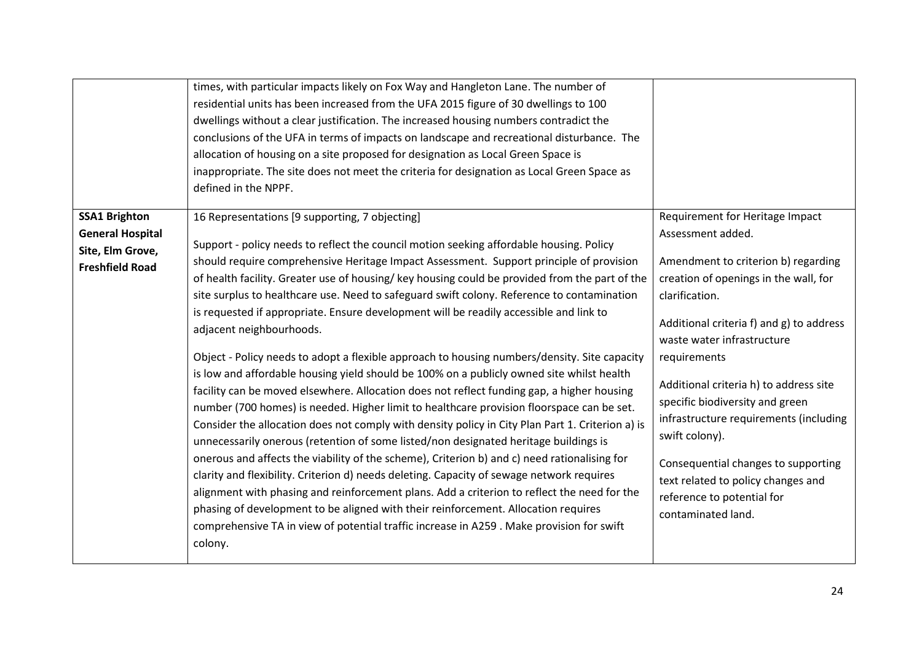| | | |
|---|---|---|
| | times, with particular impacts likely on Fox Way and Hangleton Lane. The number of residential units has been increased from the UFA 2015 figure of 30 dwellings to 100 dwellings without a clear justification. The increased housing numbers contradict the conclusions of the UFA in terms of impacts on landscape and recreational disturbance. The allocation of housing on a site proposed for designation as Local Green Space is inappropriate. The site does not meet the criteria for designation as Local Green Space as defined in the NPPF. | |
| **SSA1 Brighton General Hospital Site, Elm Grove, Freshfield Road** | 16 Representations [9 supporting, 7 objecting]<br><br>Support - policy needs to reflect the council motion seeking affordable housing. Policy should require comprehensive Heritage Impact Assessment. Support principle of provision of health facility. Greater use of housing/ key housing could be provided from the part of the site surplus to healthcare use. Need to safeguard swift colony. Reference to contamination is requested if appropriate. Ensure development will be readily accessible and link to adjacent neighbourhoods.<br><br>Object - Policy needs to adopt a flexible approach to housing numbers/density. Site capacity is low and affordable housing yield should be 100% on a publicly owned site whilst health facility can be moved elsewhere. Allocation does not reflect funding gap, a higher housing number (700 homes) is needed. Higher limit to healthcare provision floorspace can be set. Consider the allocation does not comply with density policy in City Plan Part 1. Criterion a) is unnecessarily onerous (retention of some listed/non designated heritage buildings is onerous and affects the viability of the scheme), Criterion b) and c) need rationalising for clarity and flexibility. Criterion d) needs deleting. Capacity of sewage network requires alignment with phasing and reinforcement plans. Add a criterion to reflect the need for the phasing of development to be aligned with their reinforcement. Allocation requires comprehensive TA in view of potential traffic increase in A259 . Make provision for swift colony. | Requirement for Heritage Impact Assessment added.<br><br>Amendment to criterion b) regarding creation of openings in the wall, for clarification.<br><br>Additional criteria f) and g) to address waste water infrastructure requirements<br><br>Additional criteria h) to address site specific biodiversity and green infrastructure requirements (including swift colony).<br><br>Consequential changes to supporting text related to policy changes and reference to potential for contaminated land. |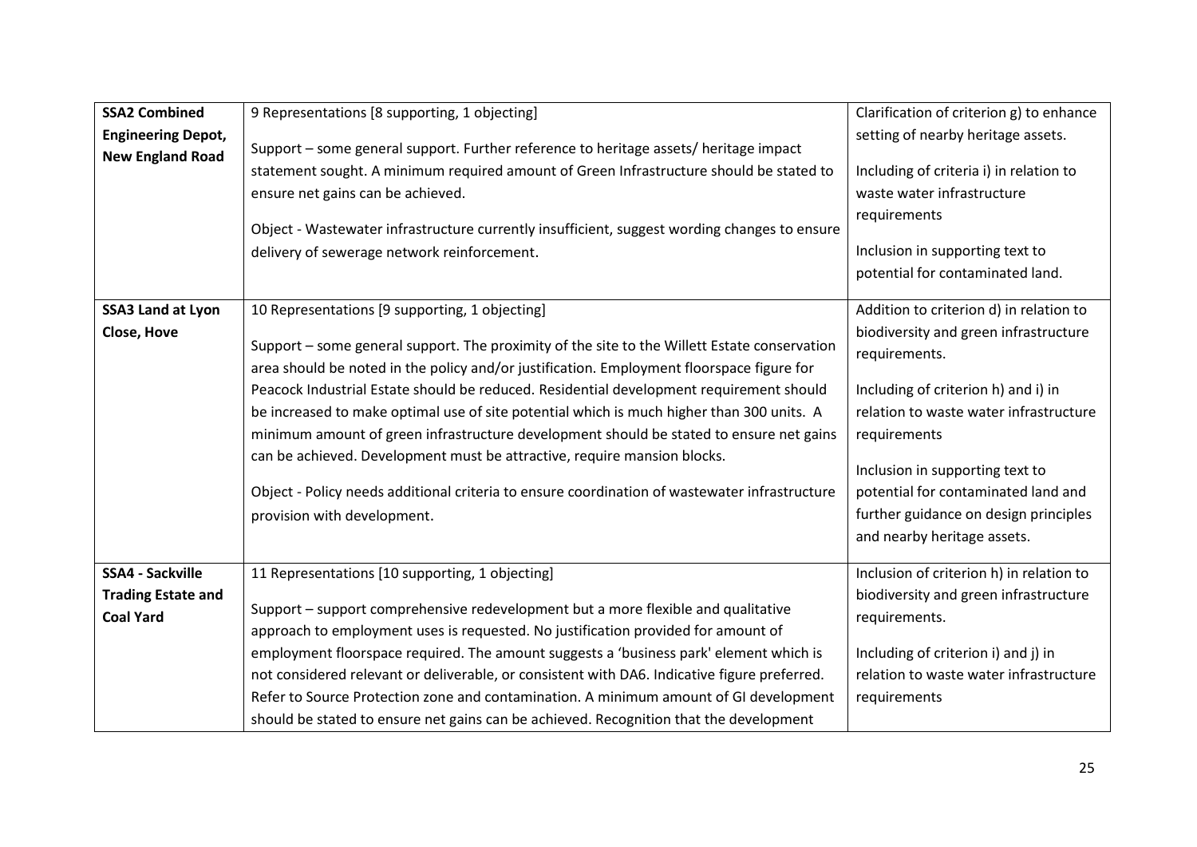| | | |
|---|---|---|
| **SSA2 Combined Engineering Depot, New England Road** | 9 Representations [8 supporting, 1 objecting]<br><br>Support – some general support. Further reference to heritage assets/ heritage impact statement sought. A minimum required amount of Green Infrastructure should be stated to ensure net gains can be achieved.<br><br>Object - Wastewater infrastructure currently insufficient, suggest wording changes to ensure delivery of sewerage network reinforcement. | Clarification of criterion g) to enhance setting of nearby heritage assets.<br><br>Including of criteria i) in relation to waste water infrastructure requirements<br><br>Inclusion in supporting text to potential for contaminated land. |
| **SSA3 Land at Lyon Close, Hove** | 10 Representations [9 supporting, 1 objecting]<br><br>Support – some general support. The proximity of the site to the Willett Estate conservation area should be noted in the policy and/or justification. Employment floorspace figure for Peacock Industrial Estate should be reduced. Residential development requirement should be increased to make optimal use of site potential which is much higher than 300 units. A minimum amount of green infrastructure development should be stated to ensure net gains can be achieved. Development must be attractive, require mansion blocks.<br><br>Object - Policy needs additional criteria to ensure coordination of wastewater infrastructure provision with development. | Addition to criterion d) in relation to biodiversity and green infrastructure requirements.<br><br>Including of criterion h) and i) in relation to waste water infrastructure requirements<br><br>Inclusion in supporting text to potential for contaminated land and further guidance on design principles and nearby heritage assets. |
| **SSA4 - Sackville Trading Estate and Coal Yard** | 11 Representations [10 supporting, 1 objecting]<br><br>Support – support comprehensive redevelopment but a more flexible and qualitative approach to employment uses is requested. No justification provided for amount of employment floorspace required. The amount suggests a 'business park' element which is not considered relevant or deliverable, or consistent with DA6. Indicative figure preferred. Refer to Source Protection zone and contamination. A minimum amount of GI development should be stated to ensure net gains can be achieved. Recognition that the development | Inclusion of criterion h) in relation to biodiversity and green infrastructure requirements.<br><br>Including of criterion i) and j) in relation to waste water infrastructure requirements |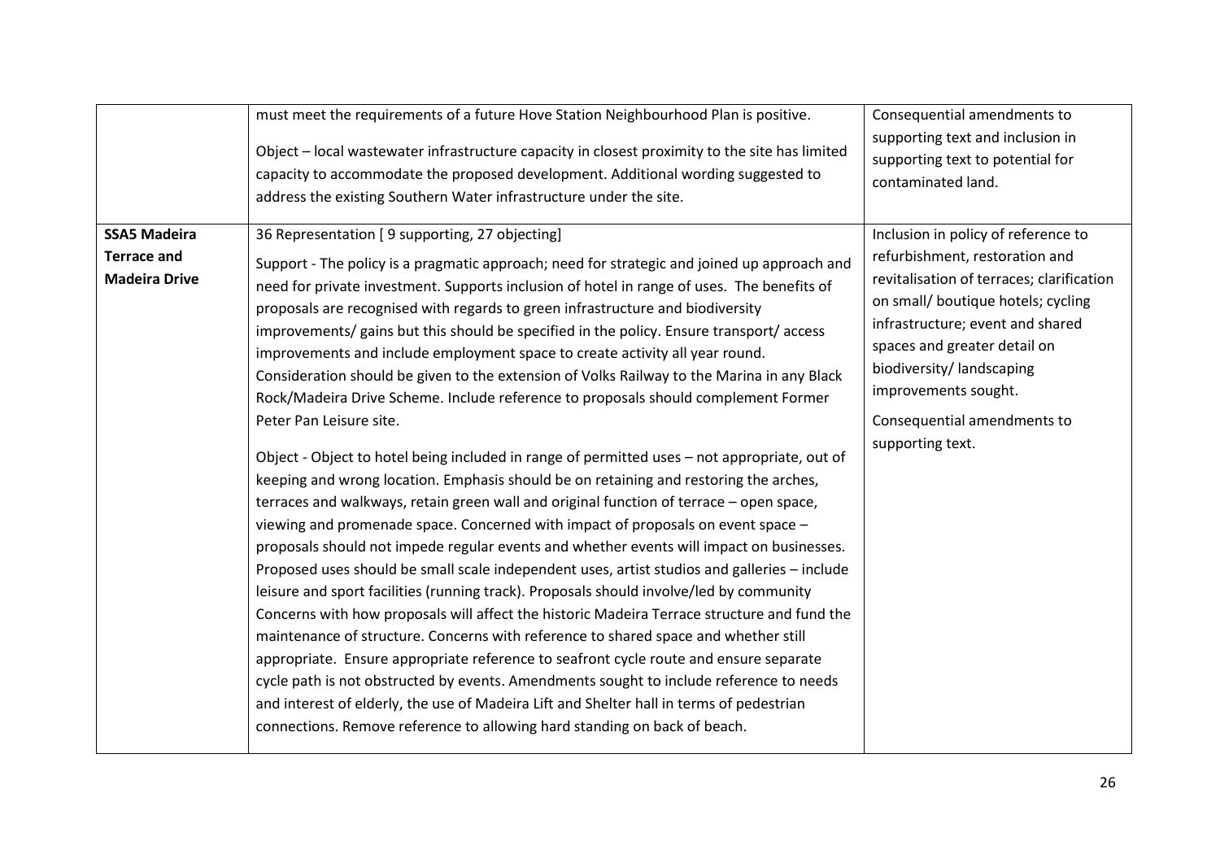| | | |
|---|---|---|
| | must meet the requirements of a future Hove Station Neighbourhood Plan is positive.<br><br>Object – local wastewater infrastructure capacity in closest proximity to the site has limited capacity to accommodate the proposed development. Additional wording suggested to address the existing Southern Water infrastructure under the site. | Consequential amendments to supporting text and inclusion in supporting text to potential for contaminated land. |
| **SSA5 Madeira Terrace and Madeira Drive** | 36 Representation [ 9 supporting, 27 objecting]<br><br>Support - The policy is a pragmatic approach; need for strategic and joined up approach and need for private investment. Supports inclusion of hotel in range of uses. The benefits of proposals are recognised with regards to green infrastructure and biodiversity improvements/ gains but this should be specified in the policy. Ensure transport/ access improvements and include employment space to create activity all year round. Consideration should be given to the extension of Volks Railway to the Marina in any Black Rock/Madeira Drive Scheme. Include reference to proposals should complement Former Peter Pan Leisure site.<br><br>Object - Object to hotel being included in range of permitted uses – not appropriate, out of keeping and wrong location. Emphasis should be on retaining and restoring the arches, terraces and walkways, retain green wall and original function of terrace – open space, viewing and promenade space. Concerned with impact of proposals on event space – proposals should not impede regular events and whether events will impact on businesses. Proposed uses should be small scale independent uses, artist studios and galleries – include leisure and sport facilities (running track). Proposals should involve/led by community Concerns with how proposals will affect the historic Madeira Terrace structure and fund the maintenance of structure. Concerns with reference to shared space and whether still appropriate. Ensure appropriate reference to seafront cycle route and ensure separate cycle path is not obstructed by events. Amendments sought to include reference to needs and interest of elderly, the use of Madeira Lift and Shelter hall in terms of pedestrian connections. Remove reference to allowing hard standing on back of beach. | Inclusion in policy of reference to refurbishment, restoration and revitalisation of terraces; clarification on small/ boutique hotels; cycling infrastructure; event and shared spaces and greater detail on biodiversity/ landscaping improvements sought.<br><br>Consequential amendments to supporting text. |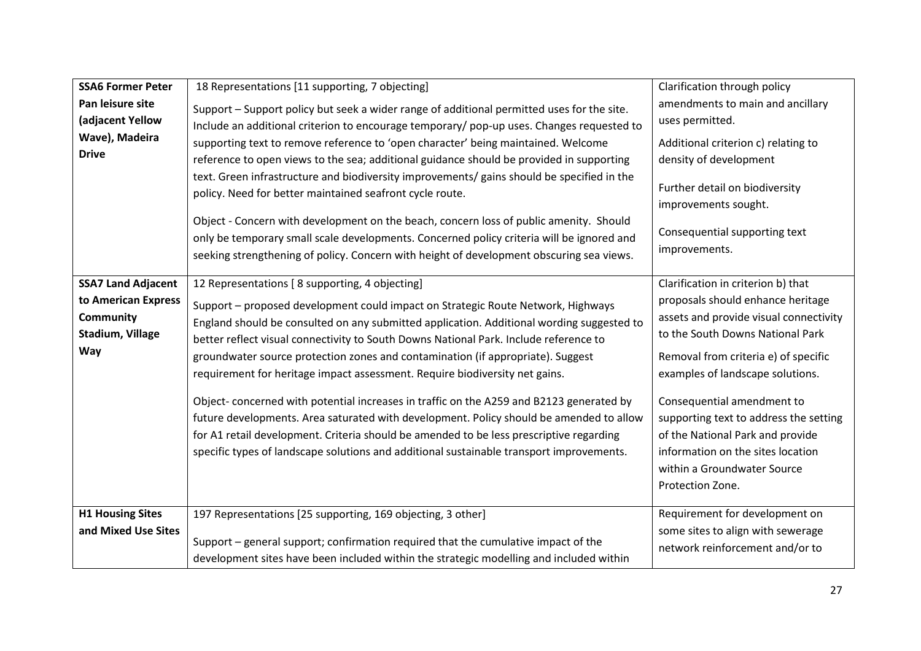| | | |
|---|---|---|
| **SSA6 Former Peter Pan leisure site (adjacent Yellow Wave), Madeira Drive** | 18 Representations [11 supporting, 7 objecting]<br><br>Support – Support policy but seek a wider range of additional permitted uses for the site. Include an additional criterion to encourage temporary/ pop-up uses. Changes requested to supporting text to remove reference to 'open character' being maintained. Welcome reference to open views to the sea; additional guidance should be provided in supporting text. Green infrastructure and biodiversity improvements/ gains should be specified in the policy. Need for better maintained seafront cycle route.<br><br>Object - Concern with development on the beach, concern loss of public amenity. Should only be temporary small scale developments. Concerned policy criteria will be ignored and seeking strengthening of policy. Concern with height of development obscuring sea views. | Clarification through policy amendments to main and ancillary uses permitted.<br><br>Additional criterion c) relating to density of development<br><br>Further detail on biodiversity improvements sought.<br><br>Consequential supporting text improvements. |
| **SSA7 Land Adjacent to American Express Community Stadium, Village Way** | 12 Representations [ 8 supporting, 4 objecting]<br><br>Support – proposed development could impact on Strategic Route Network, Highways England should be consulted on any submitted application. Additional wording suggested to better reflect visual connectivity to South Downs National Park. Include reference to groundwater source protection zones and contamination (if appropriate). Suggest requirement for heritage impact assessment. Require biodiversity net gains.<br><br>Object- concerned with potential increases in traffic on the A259 and B2123 generated by future developments. Area saturated with development. Policy should be amended to allow for A1 retail development. Criteria should be amended to be less prescriptive regarding specific types of landscape solutions and additional sustainable transport improvements. | Clarification in criterion b) that proposals should enhance heritage assets and provide visual connectivity to the South Downs National Park<br><br>Removal from criteria e) of specific examples of landscape solutions.<br><br>Consequential amendment to supporting text to address the setting of the National Park and provide information on the sites location within a Groundwater Source Protection Zone. |
| **H1 Housing Sites and Mixed Use Sites** | 197 Representations [25 supporting, 169 objecting, 3 other]<br><br>Support – general support; confirmation required that the cumulative impact of the development sites have been included within the strategic modelling and included within | Requirement for development on some sites to align with sewerage network reinforcement and/or to |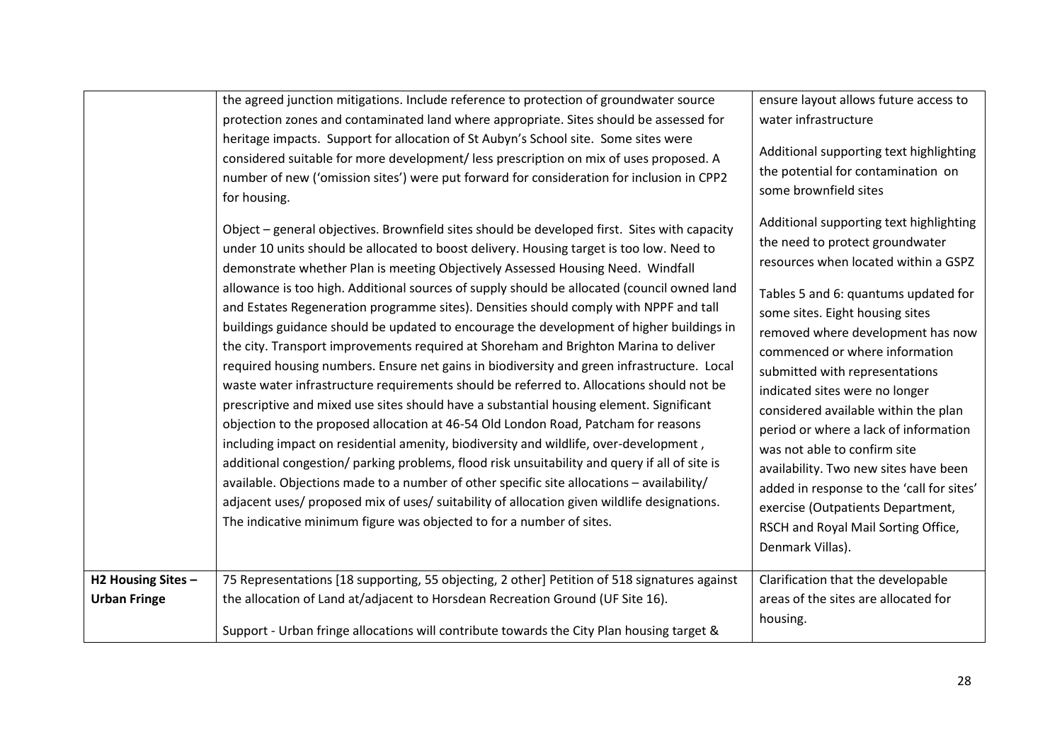|  |  |  |
|---|---|---|
|  | the agreed junction mitigations. Include reference to protection of groundwater source protection zones and contaminated land where appropriate. Sites should be assessed for heritage impacts. Support for allocation of St Aubyn's School site. Some sites were considered suitable for more development/ less prescription on mix of uses proposed. A number of new ('omission sites') were put forward for consideration for inclusion in CPP2 for housing.<br><br>Object – general objectives. Brownfield sites should be developed first. Sites with capacity under 10 units should be allocated to boost delivery. Housing target is too low. Need to demonstrate whether Plan is meeting Objectively Assessed Housing Need. Windfall allowance is too high. Additional sources of supply should be allocated (council owned land and Estates Regeneration programme sites). Densities should comply with NPPF and tall buildings guidance should be updated to encourage the development of higher buildings in the city. Transport improvements required at Shoreham and Brighton Marina to deliver required housing numbers. Ensure net gains in biodiversity and green infrastructure. Local waste water infrastructure requirements should be referred to. Allocations should not be prescriptive and mixed use sites should have a substantial housing element. Significant objection to the proposed allocation at 46-54 Old London Road, Patcham for reasons including impact on residential amenity, biodiversity and wildlife, over-development , additional congestion/ parking problems, flood risk unsuitability and query if all of site is available. Objections made to a number of other specific site allocations – availability/ adjacent uses/ proposed mix of uses/ suitability of allocation given wildlife designations. The indicative minimum figure was objected to for a number of sites. | ensure layout allows future access to water infrastructure<br><br>Additional supporting text highlighting the potential for contamination on some brownfield sites<br><br>Additional supporting text highlighting the need to protect groundwater resources when located within a GSPZ<br><br>Tables 5 and 6: quantums updated for some sites. Eight housing sites removed where development has now commenced or where information submitted with representations indicated sites were no longer considered available within the plan period or where a lack of information was not able to confirm site availability. Two new sites have been added in response to the 'call for sites' exercise (Outpatients Department, RSCH and Royal Mail Sorting Office, Denmark Villas). |
| **H2 Housing Sites – Urban Fringe** | 75 Representations [18 supporting, 55 objecting, 2 other] Petition of 518 signatures against the allocation of Land at/adjacent to Horsdean Recreation Ground (UF Site 16).<br><br>Support - Urban fringe allocations will contribute towards the City Plan housing target & | Clarification that the developable areas of the sites are allocated for housing. |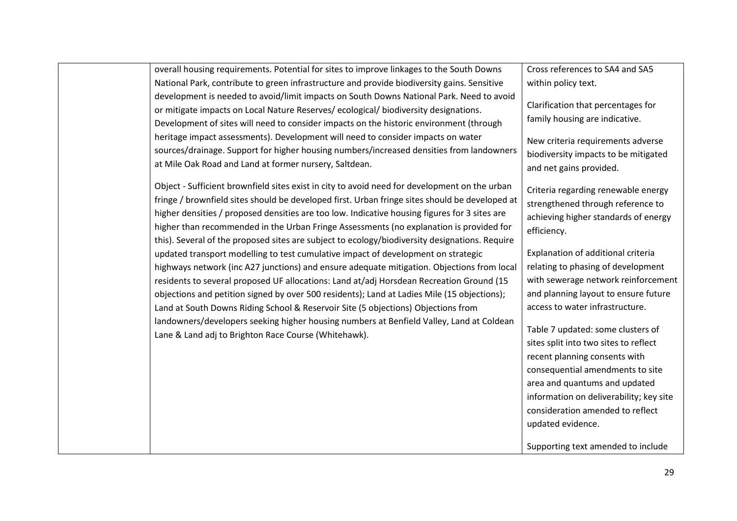|  |  |  |
|---|---|---|
|  | overall housing requirements. Potential for sites to improve linkages to the South Downs National Park, contribute to green infrastructure and provide biodiversity gains. Sensitive development is needed to avoid/limit impacts on South Downs National Park. Need to avoid or mitigate impacts on Local Nature Reserves/ ecological/ biodiversity designations. Development of sites will need to consider impacts on the historic environment (through heritage impact assessments). Development will need to consider impacts on water sources/drainage. Support for higher housing numbers/increased densities from landowners at Mile Oak Road and Land at former nursery, Saltdean.<br><br>Object - Sufficient brownfield sites exist in city to avoid need for development on the urban fringe / brownfield sites should be developed first. Urban fringe sites should be developed at higher densities / proposed densities are too low. Indicative housing figures for 3 sites are higher than recommended in the Urban Fringe Assessments (no explanation is provided for this). Several of the proposed sites are subject to ecology/biodiversity designations. Require updated transport modelling to test cumulative impact of development on strategic highways network (inc A27 junctions) and ensure adequate mitigation. Objections from local residents to several proposed UF allocations: Land at/adj Horsdean Recreation Ground (15 objections and petition signed by over 500 residents); Land at Ladies Mile (15 objections); Land at South Downs Riding School & Reservoir Site (5 objections) Objections from landowners/developers seeking higher housing numbers at Benfield Valley, Land at Coldean Lane & Land adj to Brighton Race Course (Whitehawk). | Cross references to SA4 and SA5 within policy text.<br><br>Clarification that percentages for family housing are indicative.<br><br>New criteria requirements adverse biodiversity impacts to be mitigated and net gains provided.<br><br>Criteria regarding renewable energy strengthened through reference to achieving higher standards of energy efficiency.<br><br>Explanation of additional criteria relating to phasing of development with sewerage network reinforcement and planning layout to ensure future access to water infrastructure.<br><br>Table 7 updated: some clusters of sites split into two sites to reflect recent planning consents with consequential amendments to site area and quantums and updated information on deliverability; key site consideration amended to reflect updated evidence.<br><br>Supporting text amended to include |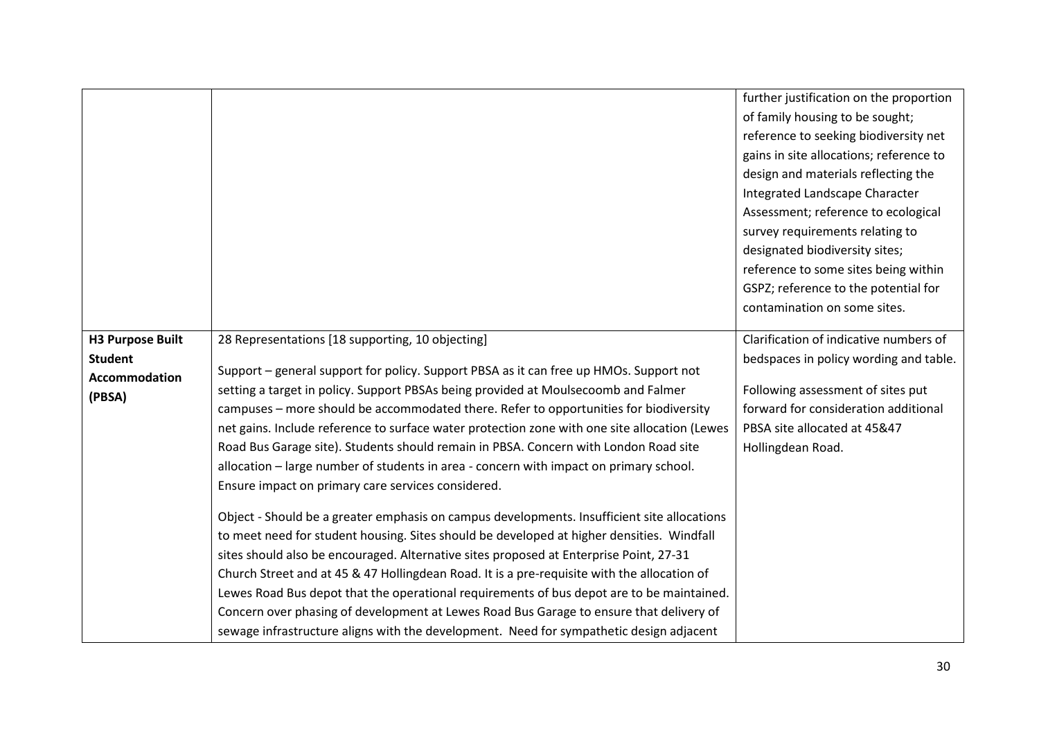| | | |
|---|---|---|
| | | further justification on the proportion of family housing to be sought; reference to seeking biodiversity net gains in site allocations; reference to design and materials reflecting the Integrated Landscape Character Assessment; reference to ecological survey requirements relating to designated biodiversity sites; reference to some sites being within GSPZ; reference to the potential for contamination on some sites. |
| **H3 Purpose Built Student Accommodation (PBSA)** | 28 Representations [18 supporting, 10 objecting]<br><br>Support – general support for policy. Support PBSA as it can free up HMOs. Support not setting a target in policy. Support PBSAs being provided at Moulsecoomb and Falmer campuses – more should be accommodated there. Refer to opportunities for biodiversity net gains. Include reference to surface water protection zone with one site allocation (Lewes Road Bus Garage site). Students should remain in PBSA. Concern with London Road site allocation – large number of students in area - concern with impact on primary school. Ensure impact on primary care services considered.<br><br>Object - Should be a greater emphasis on campus developments. Insufficient site allocations to meet need for student housing. Sites should be developed at higher densities. Windfall sites should also be encouraged. Alternative sites proposed at Enterprise Point, 27-31 Church Street and at 45 & 47 Hollingdean Road. It is a pre-requisite with the allocation of Lewes Road Bus depot that the operational requirements of bus depot are to be maintained. Concern over phasing of development at Lewes Road Bus Garage to ensure that delivery of sewage infrastructure aligns with the development. Need for sympathetic design adjacent | Clarification of indicative numbers of bedspaces in policy wording and table.<br><br>Following assessment of sites put forward for consideration additional PBSA site allocated at 45&47 Hollingdean Road. |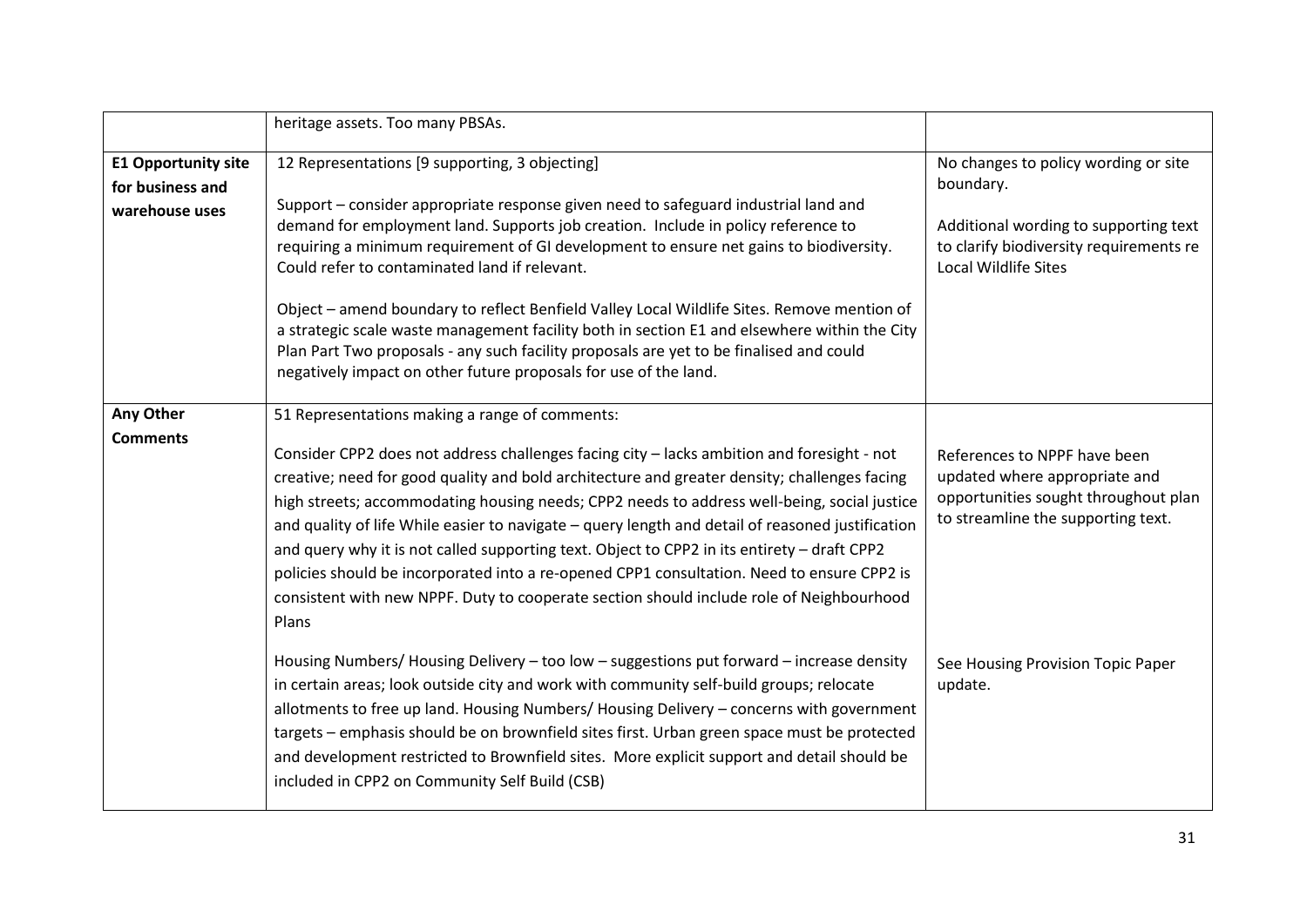| | | |
|---|---|---|
| | heritage assets. Too many PBSAs. | |
| **E1 Opportunity site for business and warehouse uses** | 12 Representations [9 supporting, 3 objecting]<br><br>Support – consider appropriate response given need to safeguard industrial land and demand for employment land. Supports job creation. Include in policy reference to requiring a minimum requirement of GI development to ensure net gains to biodiversity. Could refer to contaminated land if relevant.<br><br>Object – amend boundary to reflect Benfield Valley Local Wildlife Sites. Remove mention of a strategic scale waste management facility both in section E1 and elsewhere within the City Plan Part Two proposals - any such facility proposals are yet to be finalised and could negatively impact on other future proposals for use of the land. | No changes to policy wording or site boundary.<br><br>Additional wording to supporting text to clarify biodiversity requirements re Local Wildlife Sites |
| **Any Other Comments** | 51 Representations making a range of comments:<br><br>Consider CPP2 does not address challenges facing city – lacks ambition and foresight - not creative; need for good quality and bold architecture and greater density; challenges facing high streets; accommodating housing needs; CPP2 needs to address well-being, social justice and quality of life While easier to navigate – query length and detail of reasoned justification and query why it is not called supporting text. Object to CPP2 in its entirety – draft CPP2 policies should be incorporated into a re-opened CPP1 consultation. Need to ensure CPP2 is consistent with new NPPF. Duty to cooperate section should include role of Neighbourhood Plans<br><br>Housing Numbers/ Housing Delivery – too low – suggestions put forward – increase density in certain areas; look outside city and work with community self-build groups; relocate allotments to free up land. Housing Numbers/ Housing Delivery – concerns with government targets – emphasis should be on brownfield sites first. Urban green space must be protected and development restricted to Brownfield sites. More explicit support and detail should be included in CPP2 on Community Self Build (CSB) | References to NPPF have been updated where appropriate and opportunities sought throughout plan to streamline the supporting text.<br><br>See Housing Provision Topic Paper update. |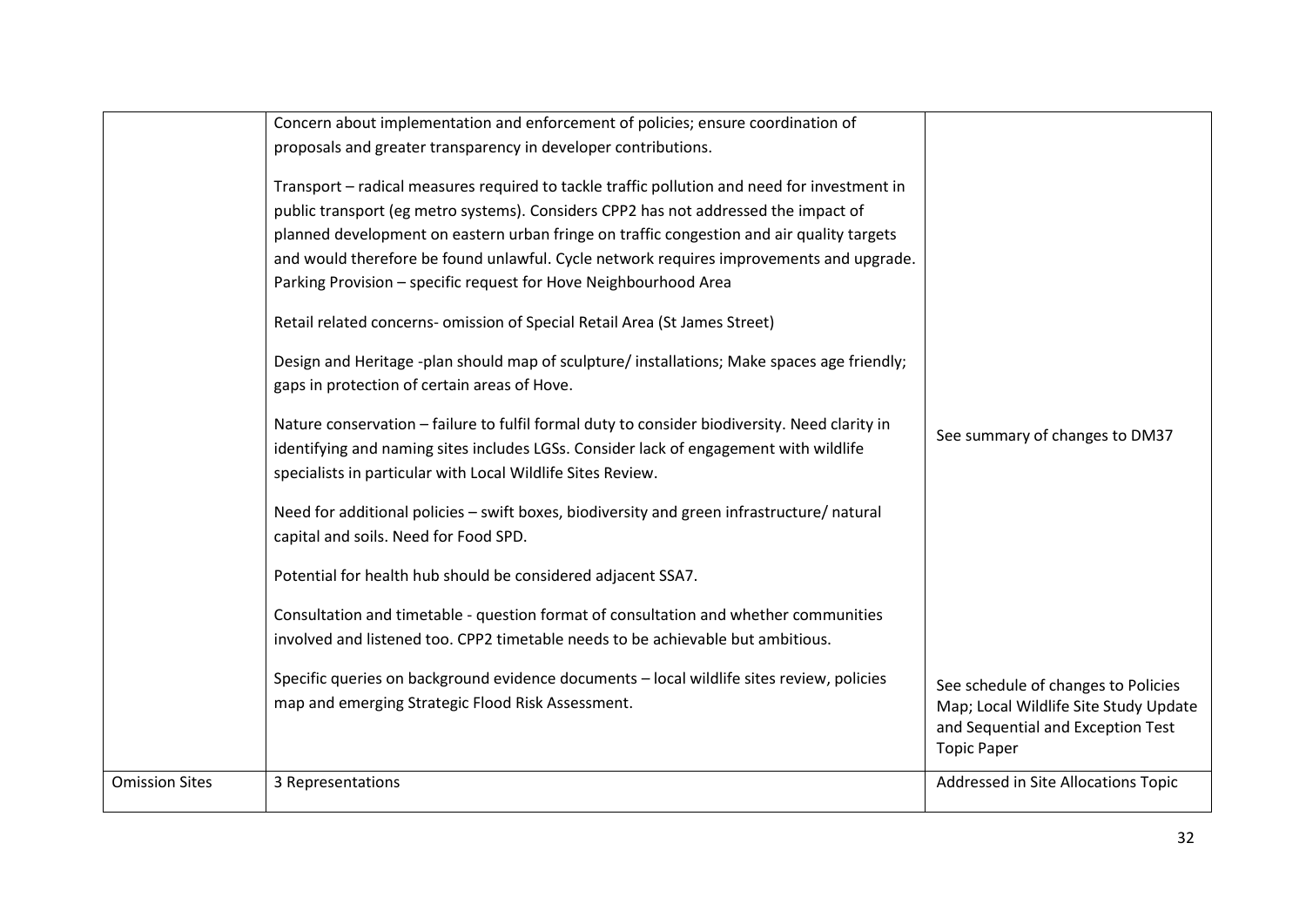| | | |
|---|---|---|
| | Concern about implementation and enforcement of policies; ensure coordination of proposals and greater transparency in developer contributions.<br><br>Transport – radical measures required to tackle traffic pollution and need for investment in public transport (eg metro systems). Considers CPP2 has not addressed the impact of planned development on eastern urban fringe on traffic congestion and air quality targets and would therefore be found unlawful. Cycle network requires improvements and upgrade. Parking Provision – specific request for Hove Neighbourhood Area<br><br>Retail related concerns- omission of Special Retail Area (St James Street)<br><br>Design and Heritage -plan should map of sculpture/ installations; Make spaces age friendly; gaps in protection of certain areas of Hove.<br><br>Nature conservation – failure to fulfil formal duty to consider biodiversity. Need clarity in identifying and naming sites includes LGSs. Consider lack of engagement with wildlife specialists in particular with Local Wildlife Sites Review.<br><br>Need for additional policies – swift boxes, biodiversity and green infrastructure/ natural capital and soils. Need for Food SPD.<br><br>Potential for health hub should be considered adjacent SSA7.<br><br>Consultation and timetable - question format of consultation and whether communities involved and listened too. CPP2 timetable needs to be achievable but ambitious.<br><br>Specific queries on background evidence documents – local wildlife sites review, policies map and emerging Strategic Flood Risk Assessment. | See summary of changes to DM37<br><br>See schedule of changes to Policies Map; Local Wildlife Site Study Update and Sequential and Exception Test Topic Paper |
| Omission Sites | 3 Representations | Addressed in Site Allocations Topic |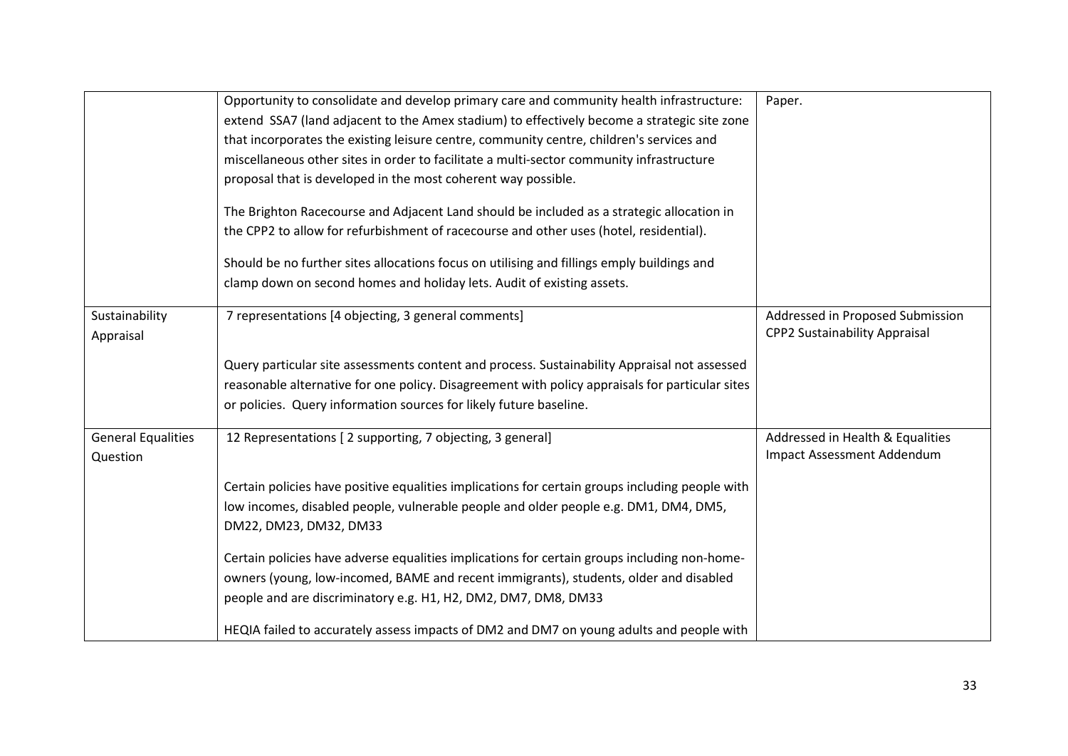|  |  |  |
|---|---|---|
|  | Opportunity to consolidate and develop primary care and community health infrastructure: extend SSA7 (land adjacent to the Amex stadium) to effectively become a strategic site zone that incorporates the existing leisure centre, community centre, children's services and miscellaneous other sites in order to facilitate a multi-sector community infrastructure proposal that is developed in the most coherent way possible.<br><br>The Brighton Racecourse and Adjacent Land should be included as a strategic allocation in the CPP2 to allow for refurbishment of racecourse and other uses (hotel, residential).<br><br>Should be no further sites allocations focus on utilising and fillings emply buildings and clamp down on second homes and holiday lets. Audit of existing assets. | Paper. |
| Sustainability Appraisal | 7 representations [4 objecting, 3 general comments]<br><br>Query particular site assessments content and process. Sustainability Appraisal not assessed reasonable alternative for one policy. Disagreement with policy appraisals for particular sites or policies. Query information sources for likely future baseline. | Addressed in Proposed Submission CPP2 Sustainability Appraisal |
| General Equalities Question | 12 Representations [ 2 supporting, 7 objecting, 3 general]<br><br>Certain policies have positive equalities implications for certain groups including people with low incomes, disabled people, vulnerable people and older people e.g. DM1, DM4, DM5, DM22, DM23, DM32, DM33<br><br>Certain policies have adverse equalities implications for certain groups including non-home-owners (young, low-incomed, BAME and recent immigrants), students, older and disabled people and are discriminatory e.g. H1, H2, DM2, DM7, DM8, DM33<br><br>HEQIA failed to accurately assess impacts of DM2 and DM7 on young adults and people with | Addressed in Health & Equalities Impact Assessment Addendum |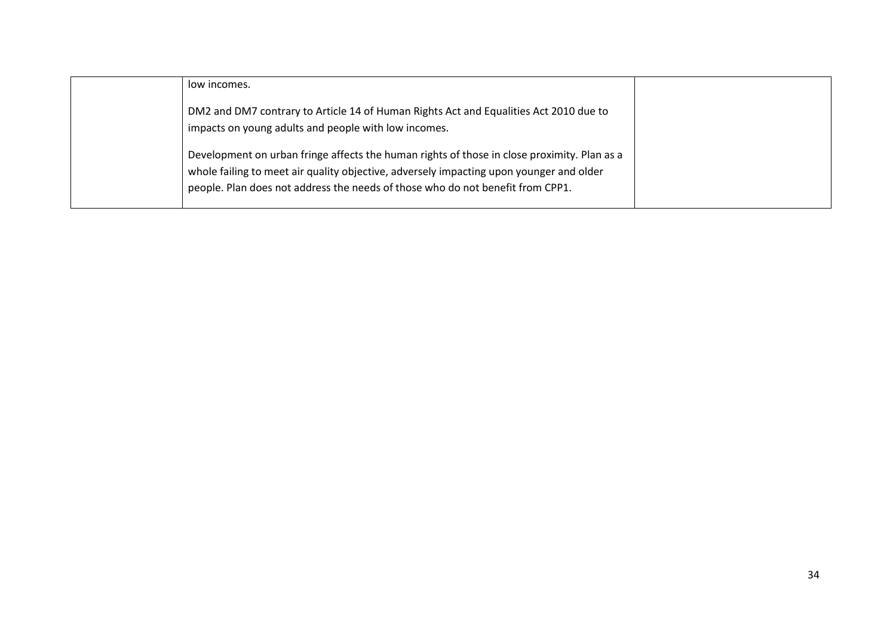| | | |
|---|---|---|
| | low incomes.<br><br>DM2 and DM7 contrary to Article 14 of Human Rights Act and Equalities Act 2010 due to impacts on young adults and people with low incomes.<br><br>Development on urban fringe affects the human rights of those in close proximity. Plan as a whole failing to meet air quality objective, adversely impacting upon younger and older people. Plan does not address the needs of those who do not benefit from CPP1. | |